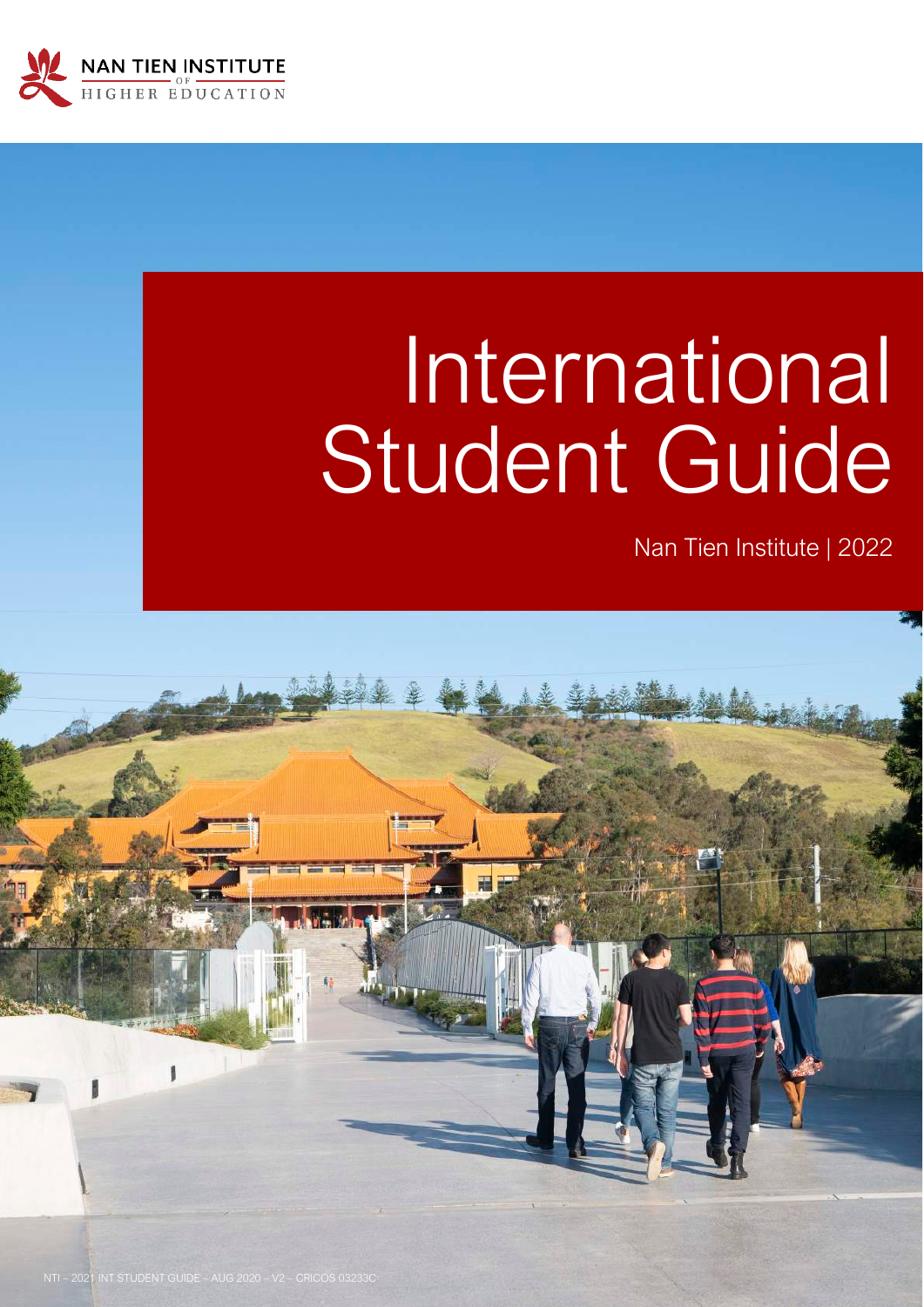NAN TIEN INSTITUTE OF HIGHER EDUCATION

# International Student Guide

Nan Tien Institute | 2022

NTI – 2021 INT STUDENT GUIDE – AUG 2020 – V2 – CRICOS 03233C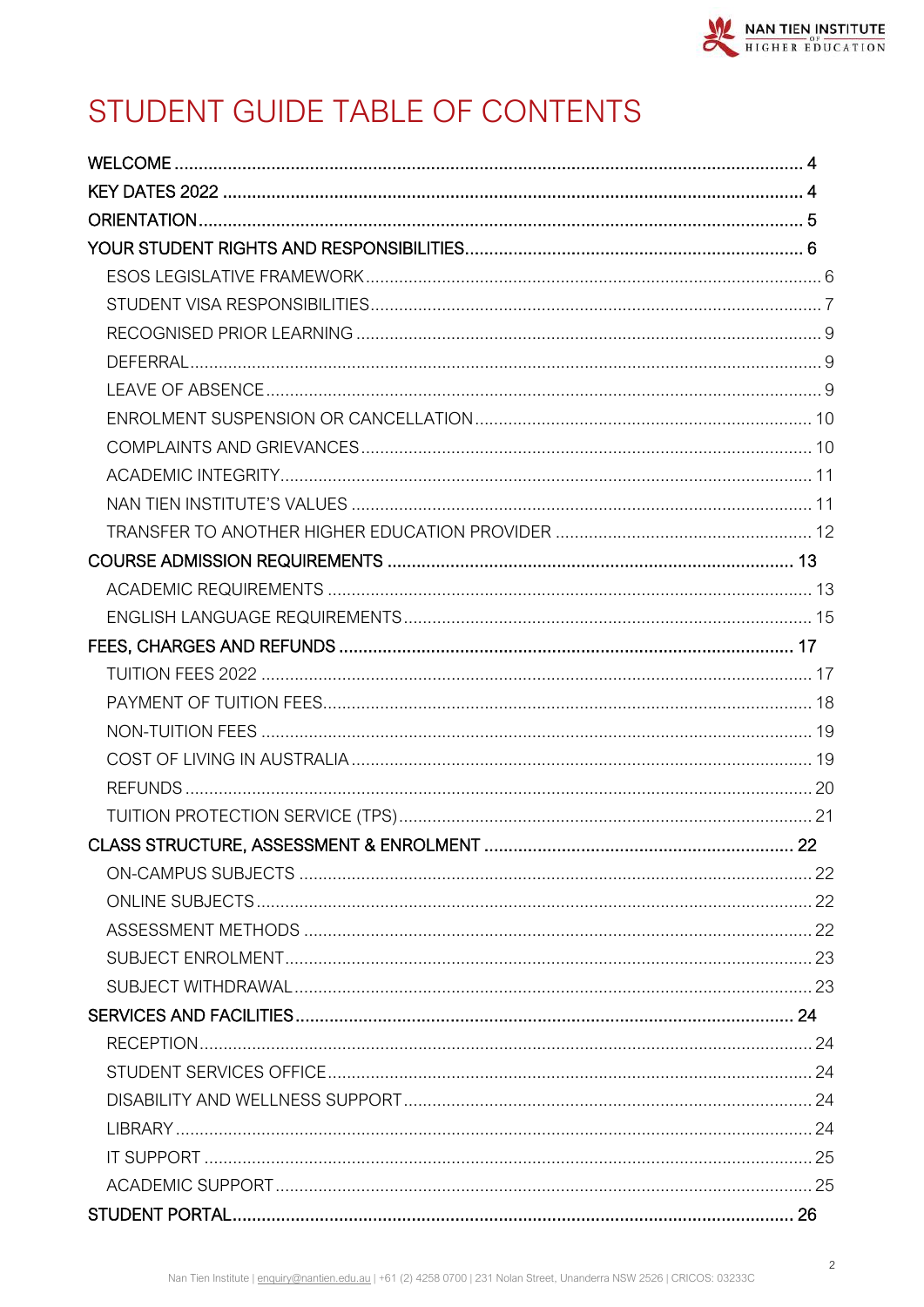# STUDENT GUIDE TABLE OF CONTENTS

- WELCOME ........ 4
- KEY DATES 2022 ........ 4
- ORIENTATION ........ 5
- YOUR STUDENT RIGHTS AND RESPONSIBILITIES ........ 6
  - ESOS LEGISLATIVE FRAMEWORK ........ 6
  - STUDENT VISA RESPONSIBILITIES ........ 7
  - RECOGNISED PRIOR LEARNING ........ 9
  - DEFERRAL ........ 9
  - LEAVE OF ABSENCE ........ 9
  - ENROLMENT SUSPENSION OR CANCELLATION ........ 10
  - COMPLAINTS AND GRIEVANCES ........ 10
  - ACADEMIC INTEGRITY ........ 11
  - NAN TIEN INSTITUTE'S VALUES ........ 11
  - TRANSFER TO ANOTHER HIGHER EDUCATION PROVIDER ........ 12
- COURSE ADMISSION REQUIREMENTS ........ 13
  - ACADEMIC REQUIREMENTS ........ 13
  - ENGLISH LANGUAGE REQUIREMENTS ........ 15
- FEES, CHARGES AND REFUNDS ........ 17
  - TUITION FEES 2022 ........ 17
  - PAYMENT OF TUITION FEES ........ 18
  - NON-TUITION FEES ........ 19
  - COST OF LIVING IN AUSTRALIA ........ 19
  - REFUNDS ........ 20
  - TUITION PROTECTION SERVICE (TPS) ........ 21
- CLASS STRUCTURE, ASSESSMENT & ENROLMENT ........ 22
  - ON-CAMPUS SUBJECTS ........ 22
  - ONLINE SUBJECTS ........ 22
  - ASSESSMENT METHODS ........ 22
  - SUBJECT ENROLMENT ........ 23
  - SUBJECT WITHDRAWAL ........ 23
- SERVICES AND FACILITIES ........ 24
  - RECEPTION ........ 24
  - STUDENT SERVICES OFFICE ........ 24
  - DISABILITY AND WELLNESS SUPPORT ........ 24
  - LIBRARY ........ 24
  - IT SUPPORT ........ 25
  - ACADEMIC SUPPORT ........ 25
- STUDENT PORTAL ........ 26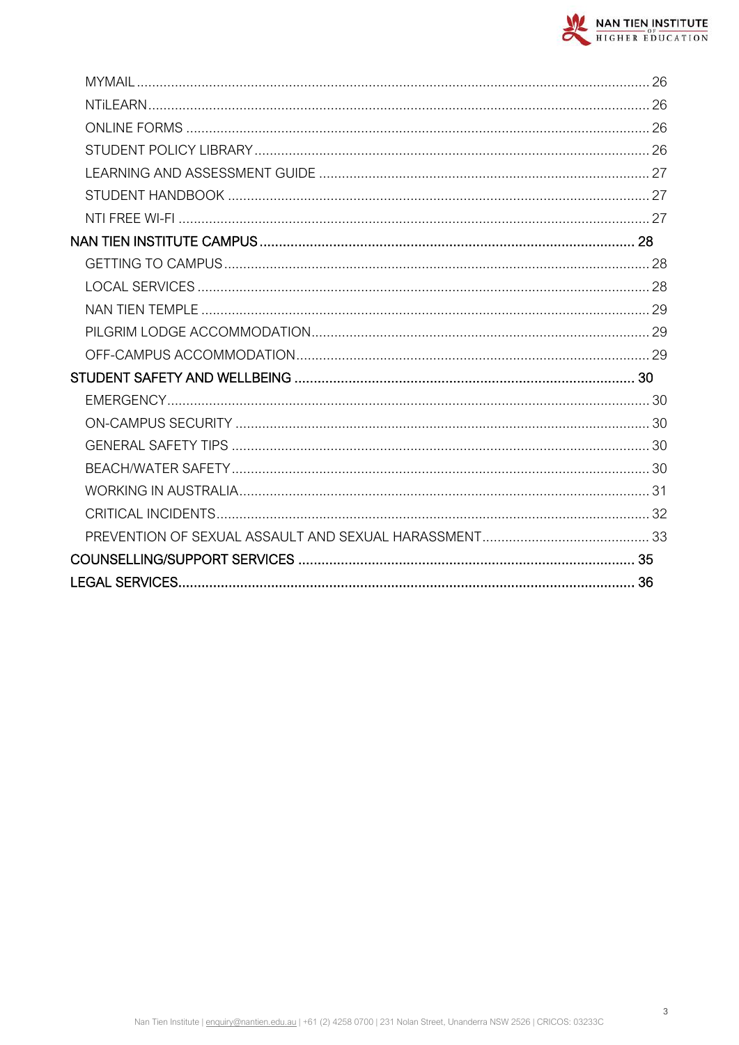- MYMAIL ... 26
- NTiLEARN ... 26
- ONLINE FORMS ... 26
- STUDENT POLICY LIBRARY ... 26
- LEARNING AND ASSESSMENT GUIDE ... 27
- STUDENT HANDBOOK ... 27
- NTI FREE WI-FI ... 27

NAN TIEN INSTITUTE CAMPUS ... 28

- GETTING TO CAMPUS ... 28
- LOCAL SERVICES ... 28
- NAN TIEN TEMPLE ... 29
- PILGRIM LODGE ACCOMMODATION ... 29
- OFF-CAMPUS ACCOMMODATION ... 29

STUDENT SAFETY AND WELLBEING ... 30

- EMERGENCY ... 30
- ON-CAMPUS SECURITY ... 30
- GENERAL SAFETY TIPS ... 30
- BEACH/WATER SAFETY ... 30
- WORKING IN AUSTRALIA ... 31
- CRITICAL INCIDENTS ... 32
- PREVENTION OF SEXUAL ASSAULT AND SEXUAL HARASSMENT ... 33

COUNSELLING/SUPPORT SERVICES ... 35

LEGAL SERVICES ... 36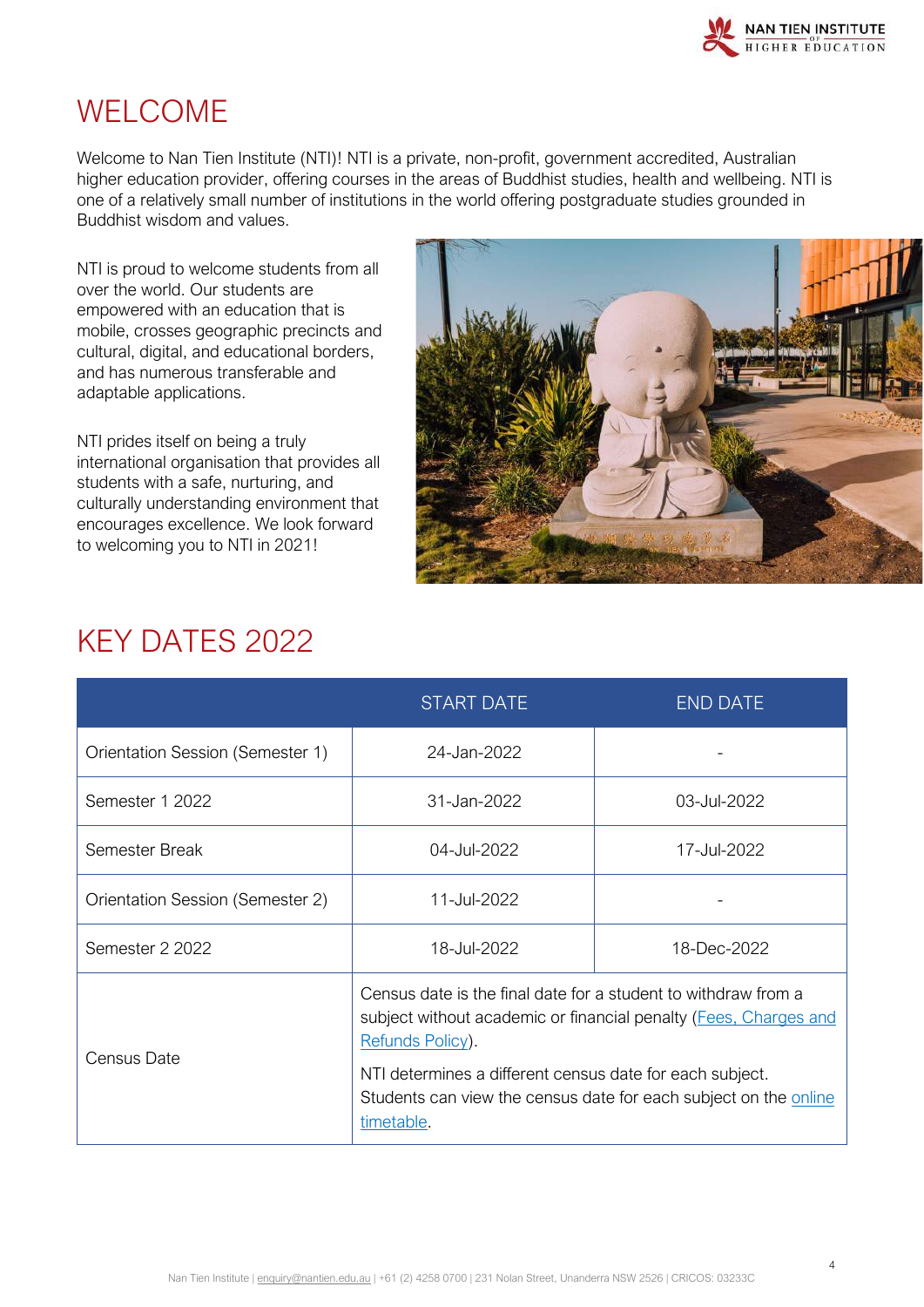# WELCOME

Welcome to Nan Tien Institute (NTI)! NTI is a private, non-profit, government accredited, Australian higher education provider, offering courses in the areas of Buddhist studies, health and wellbeing. NTI is one of a relatively small number of institutions in the world offering postgraduate studies grounded in Buddhist wisdom and values.

NTI is proud to welcome students from all over the world. Our students are empowered with an education that is mobile, crosses geographic precincts and cultural, digital, and educational borders, and has numerous transferable and adaptable applications.

NTI prides itself on being a truly international organisation that provides all students with a safe, nurturing, and culturally understanding environment that encourages excellence. We look forward to welcoming you to NTI in 2021!

# KEY DATES 2022

| | START DATE | END DATE |
|---|---|---|
| Orientation Session (Semester 1) | 24-Jan-2022 | - |
| Semester 1 2022 | 31-Jan-2022 | 03-Jul-2022 |
| Semester Break | 04-Jul-2022 | 17-Jul-2022 |
| Orientation Session (Semester 2) | 11-Jul-2022 | - |
| Semester 2 2022 | 18-Jul-2022 | 18-Dec-2022 |
| Census Date | Census date is the final date for a student to withdraw from a subject without academic or financial penalty (Fees, Charges and Refunds Policy). NTI determines a different census date for each subject. Students can view the census date for each subject on the online timetable. | |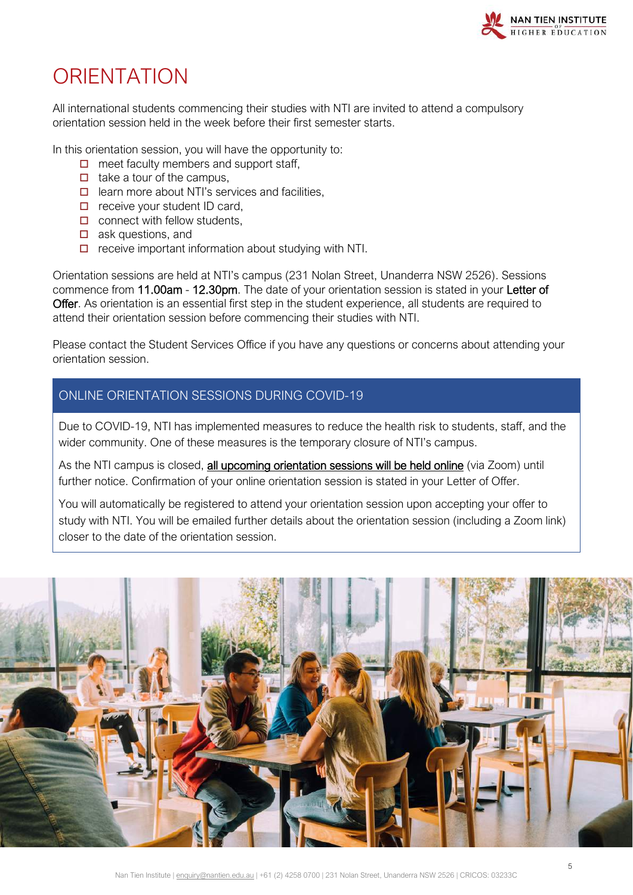# ORIENTATION

All international students commencing their studies with NTI are invited to attend a compulsory orientation session held in the week before their first semester starts.

In this orientation session, you will have the opportunity to:

- meet faculty members and support staff,
- take a tour of the campus,
- learn more about NTI's services and facilities,
- receive your student ID card,
- connect with fellow students,
- ask questions, and
- receive important information about studying with NTI.

Orientation sessions are held at NTI's campus (231 Nolan Street, Unanderra NSW 2526). Sessions commence from 11.00am - 12.30pm. The date of your orientation session is stated in your Letter of Offer. As orientation is an essential first step in the student experience, all students are required to attend their orientation session before commencing their studies with NTI.

Please contact the Student Services Office if you have any questions or concerns about attending your orientation session.

## ONLINE ORIENTATION SESSIONS DURING COVID-19

Due to COVID-19, NTI has implemented measures to reduce the health risk to students, staff, and the wider community. One of these measures is the temporary closure of NTI's campus.

As the NTI campus is closed, all upcoming orientation sessions will be held online (via Zoom) until further notice. Confirmation of your online orientation session is stated in your Letter of Offer.

You will automatically be registered to attend your orientation session upon accepting your offer to study with NTI. You will be emailed further details about the orientation session (including a Zoom link) closer to the date of the orientation session.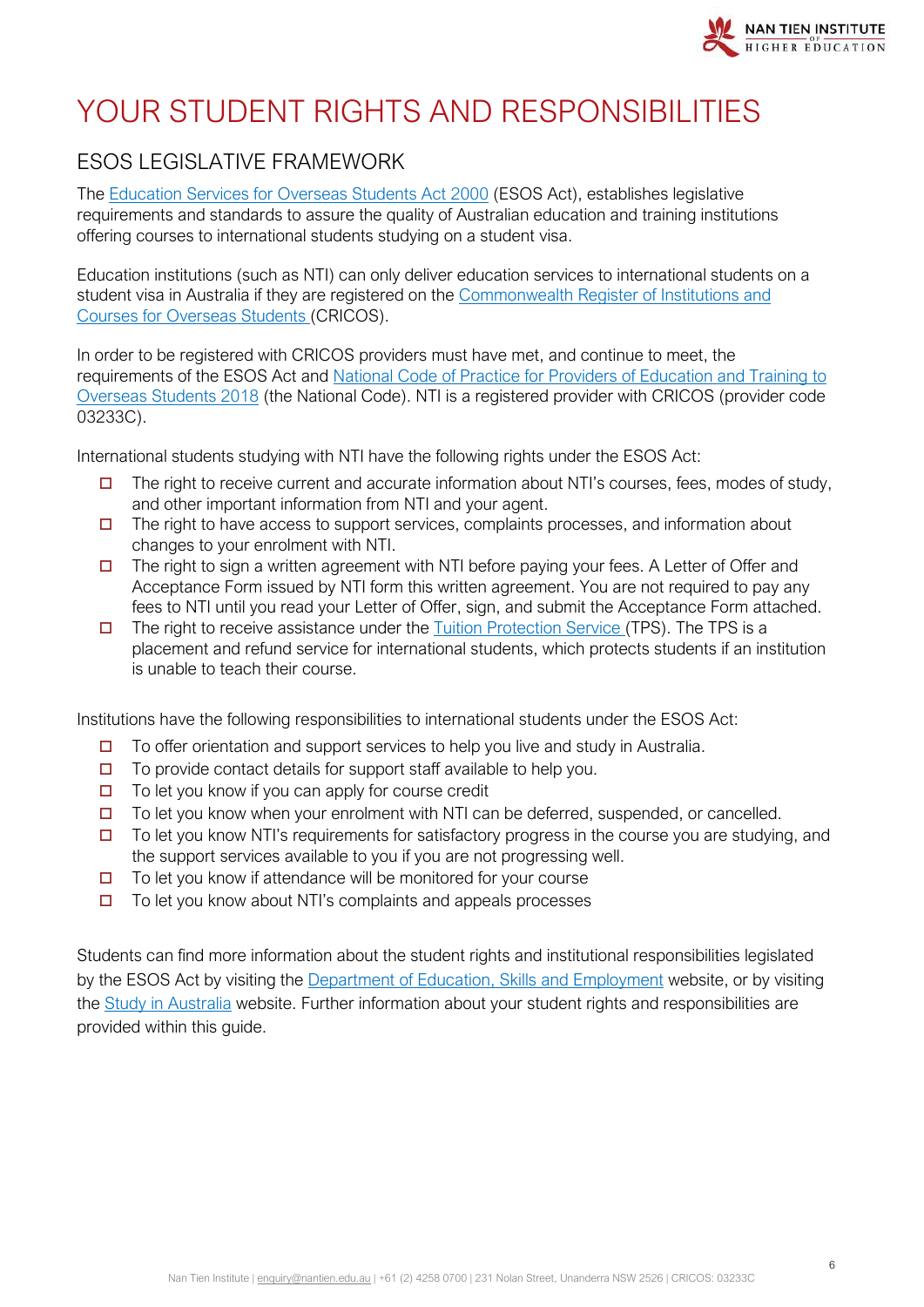# YOUR STUDENT RIGHTS AND RESPONSIBILITIES

## ESOS LEGISLATIVE FRAMEWORK

The Education Services for Overseas Students Act 2000 (ESOS Act), establishes legislative requirements and standards to assure the quality of Australian education and training institutions offering courses to international students studying on a student visa.

Education institutions (such as NTI) can only deliver education services to international students on a student visa in Australia if they are registered on the Commonwealth Register of Institutions and Courses for Overseas Students (CRICOS).

In order to be registered with CRICOS providers must have met, and continue to meet, the requirements of the ESOS Act and National Code of Practice for Providers of Education and Training to Overseas Students 2018 (the National Code). NTI is a registered provider with CRICOS (provider code 03233C).

International students studying with NTI have the following rights under the ESOS Act:

- The right to receive current and accurate information about NTI's courses, fees, modes of study, and other important information from NTI and your agent.
- The right to have access to support services, complaints processes, and information about changes to your enrolment with NTI.
- The right to sign a written agreement with NTI before paying your fees. A Letter of Offer and Acceptance Form issued by NTI form this written agreement. You are not required to pay any fees to NTI until you read your Letter of Offer, sign, and submit the Acceptance Form attached.
- The right to receive assistance under the Tuition Protection Service (TPS). The TPS is a placement and refund service for international students, which protects students if an institution is unable to teach their course.

Institutions have the following responsibilities to international students under the ESOS Act:

- To offer orientation and support services to help you live and study in Australia.
- To provide contact details for support staff available to help you.
- To let you know if you can apply for course credit
- To let you know when your enrolment with NTI can be deferred, suspended, or cancelled.
- To let you know NTI's requirements for satisfactory progress in the course you are studying, and the support services available to you if you are not progressing well.
- To let you know if attendance will be monitored for your course
- To let you know about NTI's complaints and appeals processes

Students can find more information about the student rights and institutional responsibilities legislated by the ESOS Act by visiting the Department of Education, Skills and Employment website, or by visiting the Study in Australia website. Further information about your student rights and responsibilities are provided within this guide.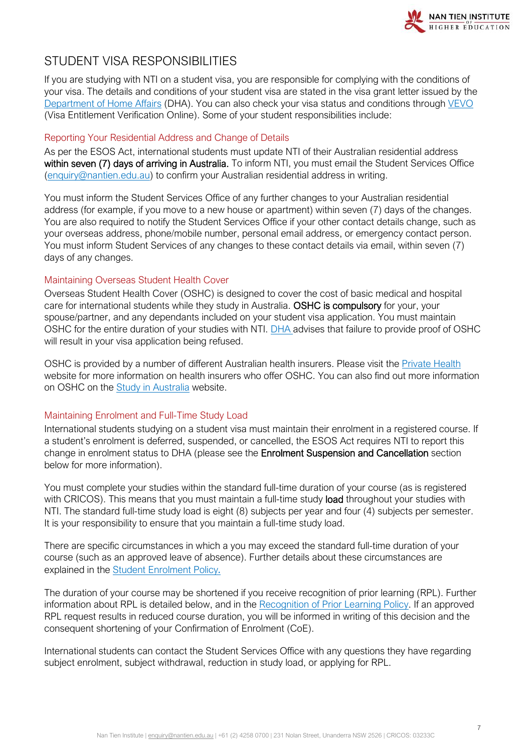## STUDENT VISA RESPONSIBILITIES

If you are studying with NTI on a student visa, you are responsible for complying with the conditions of your visa. The details and conditions of your student visa are stated in the visa grant letter issued by the [Department of Home Affairs](#) (DHA). You can also check your visa status and conditions through [VEVO](#) (Visa Entitlement Verification Online). Some of your student responsibilities include:

### Reporting Your Residential Address and Change of Details

As per the ESOS Act, international students must update NTI of their Australian residential address **within seven (7) days of arriving in Australia.** To inform NTI, you must email the Student Services Office ([enquiry@nantien.edu.au](mailto:enquiry@nantien.edu.au)) to confirm your Australian residential address in writing.

You must inform the Student Services Office of any further changes to your Australian residential address (for example, if you move to a new house or apartment) within seven (7) days of the changes. You are also required to notify the Student Services Office if your other contact details change, such as your overseas address, phone/mobile number, personal email address, or emergency contact person. You must inform Student Services of any changes to these contact details via email, within seven (7) days of any changes.

### Maintaining Overseas Student Health Cover

Overseas Student Health Cover (OSHC) is designed to cover the cost of basic medical and hospital care for international students while they study in Australia. **OSHC is compulsory** for your, your spouse/partner, and any dependants included on your student visa application. You must maintain OSHC for the entire duration of your studies with NTI. [DHA](#) advises that failure to provide proof of OSHC will result in your visa application being refused.

OSHC is provided by a number of different Australian health insurers. Please visit the [Private Health](#) website for more information on health insurers who offer OSHC. You can also find out more information on OSHC on the [Study in Australia](#) website.

### Maintaining Enrolment and Full-Time Study Load

International students studying on a student visa must maintain their enrolment in a registered course. If a student's enrolment is deferred, suspended, or cancelled, the ESOS Act requires NTI to report this change in enrolment status to DHA (please see the **Enrolment Suspension and Cancellation** section below for more information).

You must complete your studies within the standard full-time duration of your course (as is registered with CRICOS). This means that you must maintain a full-time study **load** throughout your studies with NTI. The standard full-time study load is eight (8) subjects per year and four (4) subjects per semester. It is your responsibility to ensure that you maintain a full-time study load.

There are specific circumstances in which a you may exceed the standard full-time duration of your course (such as an approved leave of absence). Further details about these circumstances are explained in the [Student Enrolment Policy](#).

The duration of your course may be shortened if you receive recognition of prior learning (RPL). Further information about RPL is detailed below, and in the [Recognition of Prior Learning Policy](#). If an approved RPL request results in reduced course duration, you will be informed in writing of this decision and the consequent shortening of your Confirmation of Enrolment (CoE).

International students can contact the Student Services Office with any questions they have regarding subject enrolment, subject withdrawal, reduction in study load, or applying for RPL.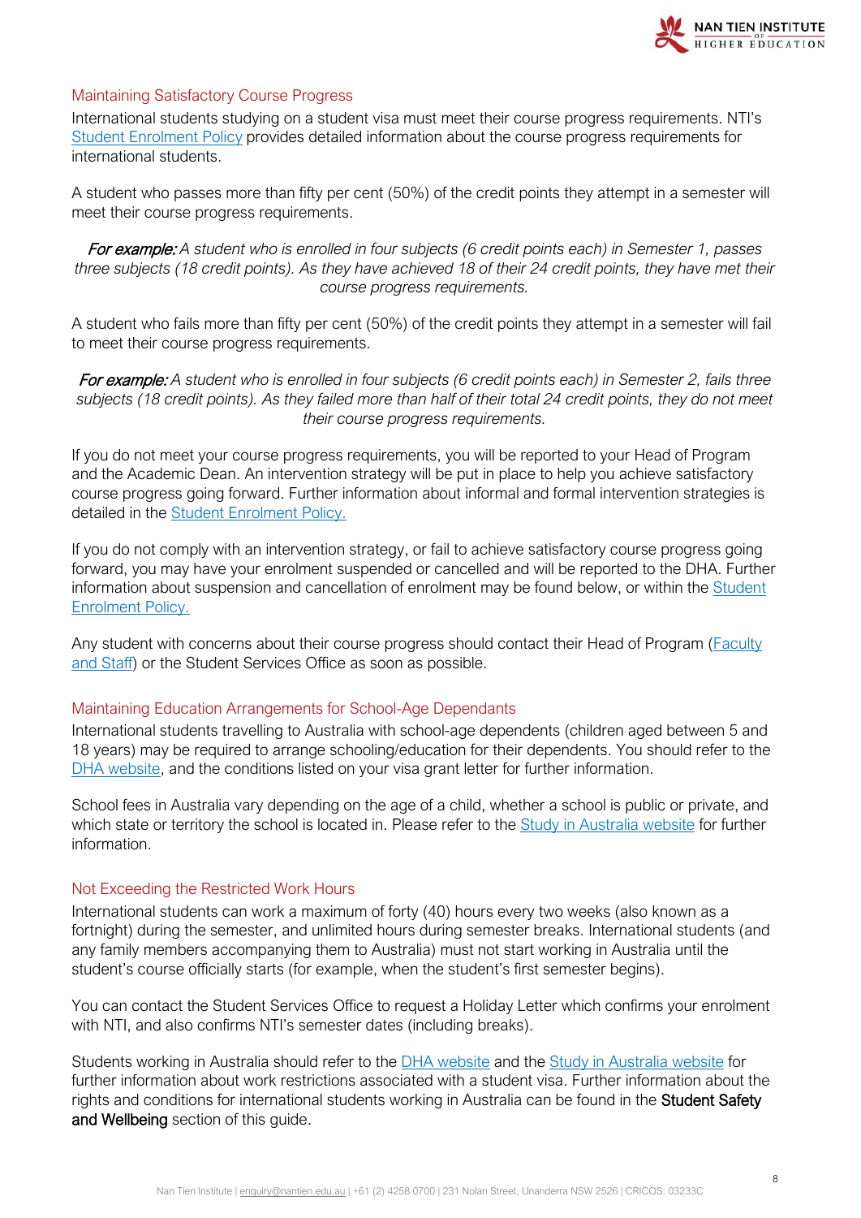## Maintaining Satisfactory Course Progress

International students studying on a student visa must meet their course progress requirements. NTI's Student Enrolment Policy provides detailed information about the course progress requirements for international students.

A student who passes more than fifty per cent (50%) of the credit points they attempt in a semester will meet their course progress requirements.

*For example: A student who is enrolled in four subjects (6 credit points each) in Semester 1, passes three subjects (18 credit points). As they have achieved 18 of their 24 credit points, they have met their course progress requirements.*

A student who fails more than fifty per cent (50%) of the credit points they attempt in a semester will fail to meet their course progress requirements.

*For example: A student who is enrolled in four subjects (6 credit points each) in Semester 2, fails three subjects (18 credit points). As they failed more than half of their total 24 credit points, they do not meet their course progress requirements.*

If you do not meet your course progress requirements, you will be reported to your Head of Program and the Academic Dean. An intervention strategy will be put in place to help you achieve satisfactory course progress going forward. Further information about informal and formal intervention strategies is detailed in the Student Enrolment Policy.

If you do not comply with an intervention strategy, or fail to achieve satisfactory course progress going forward, you may have your enrolment suspended or cancelled and will be reported to the DHA. Further information about suspension and cancellation of enrolment may be found below, or within the Student Enrolment Policy.

Any student with concerns about their course progress should contact their Head of Program (Faculty and Staff) or the Student Services Office as soon as possible.

## Maintaining Education Arrangements for School-Age Dependants

International students travelling to Australia with school-age dependents (children aged between 5 and 18 years) may be required to arrange schooling/education for their dependents. You should refer to the DHA website, and the conditions listed on your visa grant letter for further information.

School fees in Australia vary depending on the age of a child, whether a school is public or private, and which state or territory the school is located in. Please refer to the Study in Australia website for further information.

## Not Exceeding the Restricted Work Hours

International students can work a maximum of forty (40) hours every two weeks (also known as a fortnight) during the semester, and unlimited hours during semester breaks. International students (and any family members accompanying them to Australia) must not start working in Australia until the student's course officially starts (for example, when the student's first semester begins).

You can contact the Student Services Office to request a Holiday Letter which confirms your enrolment with NTI, and also confirms NTI's semester dates (including breaks).

Students working in Australia should refer to the DHA website and the Study in Australia website for further information about work restrictions associated with a student visa. Further information about the rights and conditions for international students working in Australia can be found in the **Student Safety and Wellbeing** section of this guide.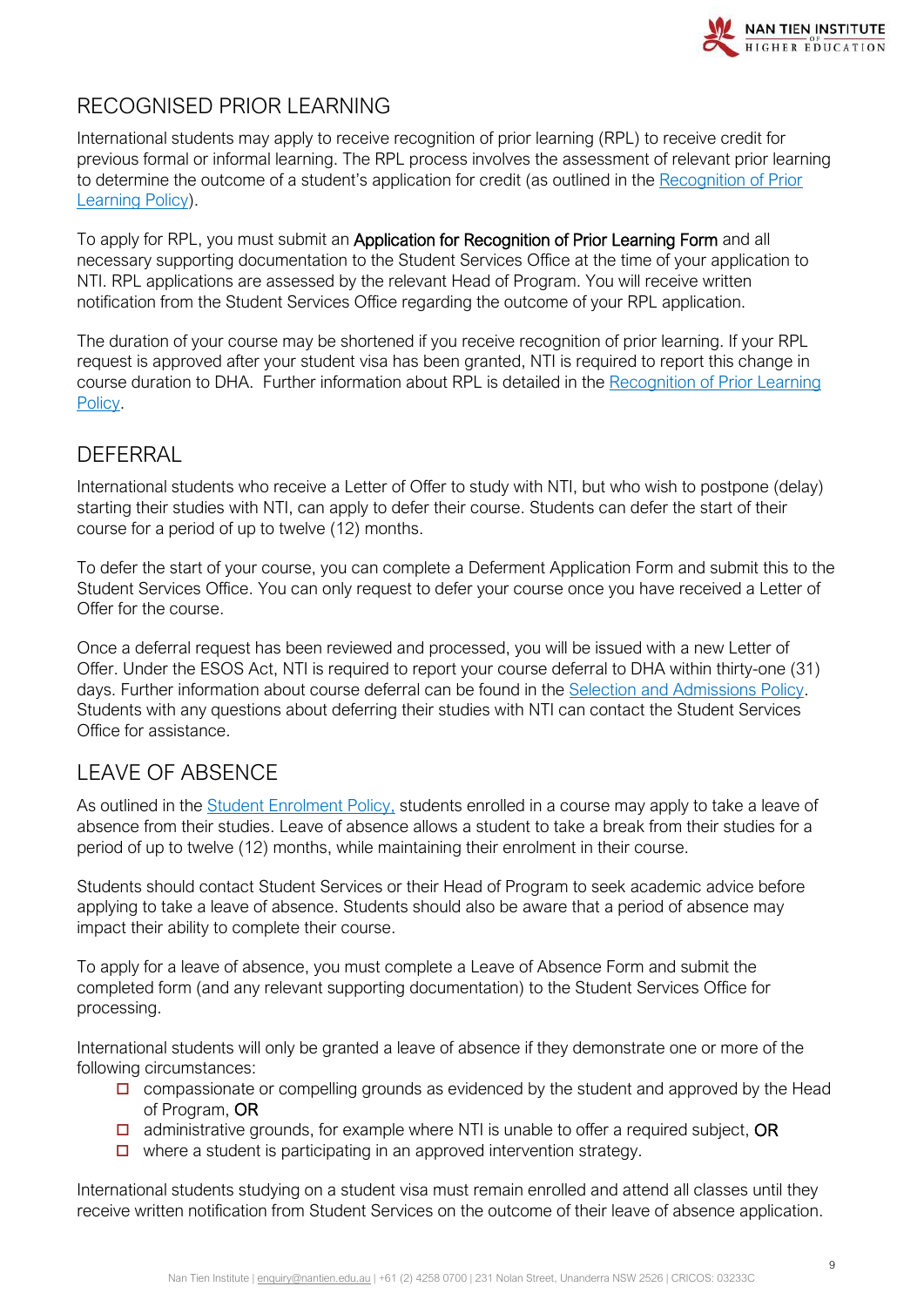## RECOGNISED PRIOR LEARNING

International students may apply to receive recognition of prior learning (RPL) to receive credit for previous formal or informal learning. The RPL process involves the assessment of relevant prior learning to determine the outcome of a student's application for credit (as outlined in the Recognition of Prior Learning Policy).

To apply for RPL, you must submit an Application for Recognition of Prior Learning Form and all necessary supporting documentation to the Student Services Office at the time of your application to NTI. RPL applications are assessed by the relevant Head of Program. You will receive written notification from the Student Services Office regarding the outcome of your RPL application.

The duration of your course may be shortened if you receive recognition of prior learning. If your RPL request is approved after your student visa has been granted, NTI is required to report this change in course duration to DHA. Further information about RPL is detailed in the Recognition of Prior Learning Policy.

## DEFERRAL

International students who receive a Letter of Offer to study with NTI, but who wish to postpone (delay) starting their studies with NTI, can apply to defer their course. Students can defer the start of their course for a period of up to twelve (12) months.

To defer the start of your course, you can complete a Deferment Application Form and submit this to the Student Services Office. You can only request to defer your course once you have received a Letter of Offer for the course.

Once a deferral request has been reviewed and processed, you will be issued with a new Letter of Offer. Under the ESOS Act, NTI is required to report your course deferral to DHA within thirty-one (31) days. Further information about course deferral can be found in the Selection and Admissions Policy. Students with any questions about deferring their studies with NTI can contact the Student Services Office for assistance.

## LEAVE OF ABSENCE

As outlined in the Student Enrolment Policy, students enrolled in a course may apply to take a leave of absence from their studies. Leave of absence allows a student to take a break from their studies for a period of up to twelve (12) months, while maintaining their enrolment in their course.

Students should contact Student Services or their Head of Program to seek academic advice before applying to take a leave of absence. Students should also be aware that a period of absence may impact their ability to complete their course.

To apply for a leave of absence, you must complete a Leave of Absence Form and submit the completed form (and any relevant supporting documentation) to the Student Services Office for processing.

International students will only be granted a leave of absence if they demonstrate one or more of the following circumstances:

- compassionate or compelling grounds as evidenced by the student and approved by the Head of Program, OR
- administrative grounds, for example where NTI is unable to offer a required subject, OR
- where a student is participating in an approved intervention strategy.

International students studying on a student visa must remain enrolled and attend all classes until they receive written notification from Student Services on the outcome of their leave of absence application.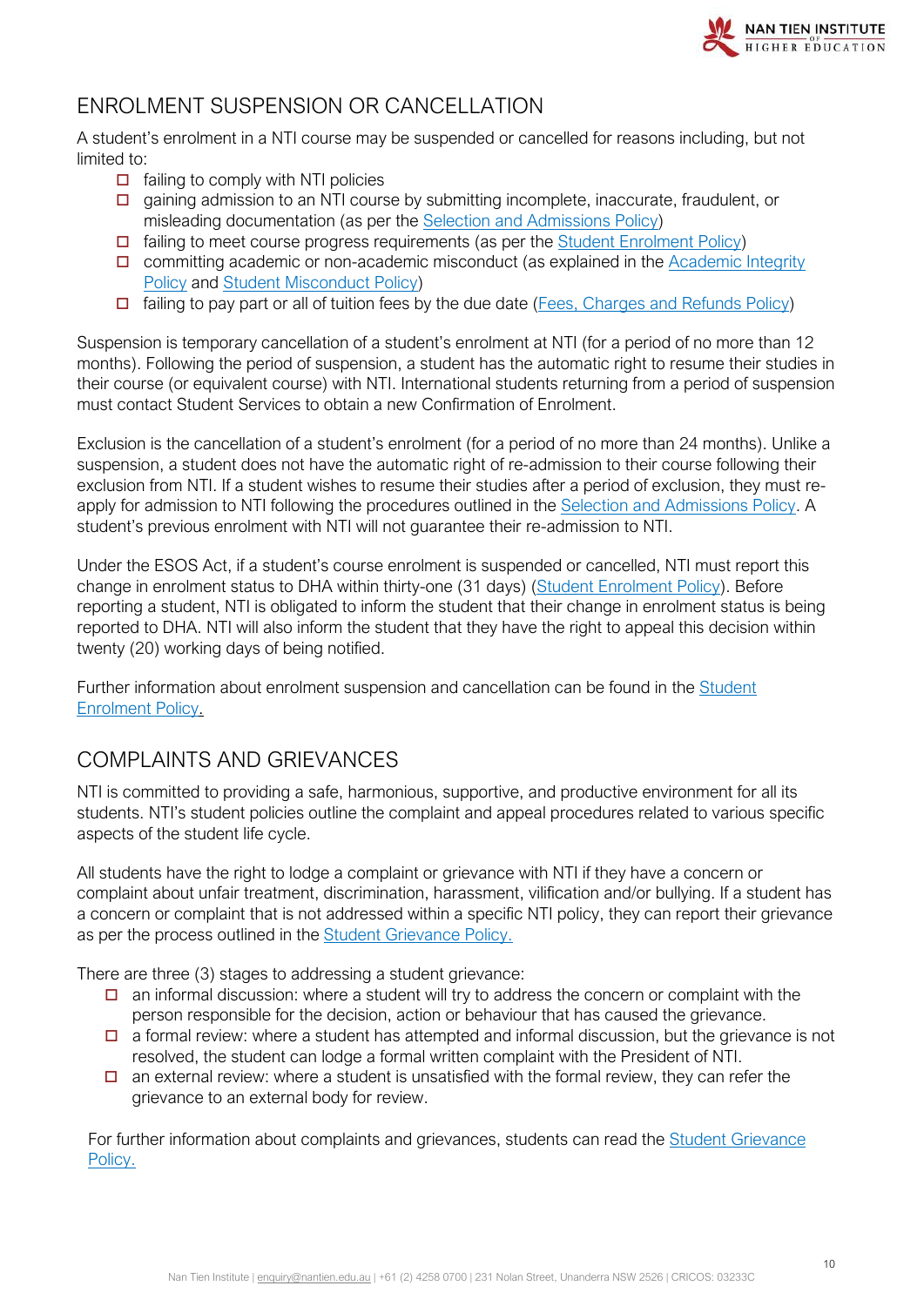## ENROLMENT SUSPENSION OR CANCELLATION

A student's enrolment in a NTI course may be suspended or cancelled for reasons including, but not limited to:

- failing to comply with NTI policies
- gaining admission to an NTI course by submitting incomplete, inaccurate, fraudulent, or misleading documentation (as per the Selection and Admissions Policy)
- failing to meet course progress requirements (as per the Student Enrolment Policy)
- committing academic or non-academic misconduct (as explained in the Academic Integrity Policy and Student Misconduct Policy)
- failing to pay part or all of tuition fees by the due date (Fees, Charges and Refunds Policy)

Suspension is temporary cancellation of a student's enrolment at NTI (for a period of no more than 12 months). Following the period of suspension, a student has the automatic right to resume their studies in their course (or equivalent course) with NTI. International students returning from a period of suspension must contact Student Services to obtain a new Confirmation of Enrolment.

Exclusion is the cancellation of a student's enrolment (for a period of no more than 24 months). Unlike a suspension, a student does not have the automatic right of re-admission to their course following their exclusion from NTI. If a student wishes to resume their studies after a period of exclusion, they must re-apply for admission to NTI following the procedures outlined in the Selection and Admissions Policy. A student's previous enrolment with NTI will not guarantee their re-admission to NTI.

Under the ESOS Act, if a student's course enrolment is suspended or cancelled, NTI must report this change in enrolment status to DHA within thirty-one (31 days) (Student Enrolment Policy). Before reporting a student, NTI is obligated to inform the student that their change in enrolment status is being reported to DHA. NTI will also inform the student that they have the right to appeal this decision within twenty (20) working days of being notified.

Further information about enrolment suspension and cancellation can be found in the Student Enrolment Policy.

## COMPLAINTS AND GRIEVANCES

NTI is committed to providing a safe, harmonious, supportive, and productive environment for all its students. NTI's student policies outline the complaint and appeal procedures related to various specific aspects of the student life cycle.

All students have the right to lodge a complaint or grievance with NTI if they have a concern or complaint about unfair treatment, discrimination, harassment, vilification and/or bullying. If a student has a concern or complaint that is not addressed within a specific NTI policy, they can report their grievance as per the process outlined in the Student Grievance Policy.

There are three (3) stages to addressing a student grievance:

- an informal discussion: where a student will try to address the concern or complaint with the person responsible for the decision, action or behaviour that has caused the grievance.
- a formal review: where a student has attempted and informal discussion, but the grievance is not resolved, the student can lodge a formal written complaint with the President of NTI.
- an external review: where a student is unsatisfied with the formal review, they can refer the grievance to an external body for review.

For further information about complaints and grievances, students can read the Student Grievance Policy.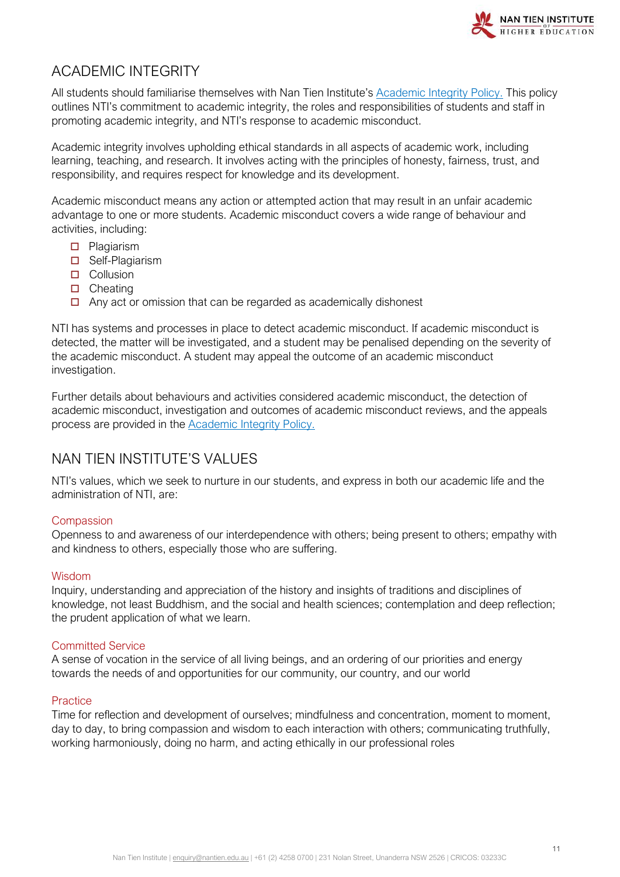## ACADEMIC INTEGRITY

All students should familiarise themselves with Nan Tien Institute's [Academic Integrity Policy.](#) This policy outlines NTI's commitment to academic integrity, the roles and responsibilities of students and staff in promoting academic integrity, and NTI's response to academic misconduct.

Academic integrity involves upholding ethical standards in all aspects of academic work, including learning, teaching, and research. It involves acting with the principles of honesty, fairness, trust, and responsibility, and requires respect for knowledge and its development.

Academic misconduct means any action or attempted action that may result in an unfair academic advantage to one or more students. Academic misconduct covers a wide range of behaviour and activities, including:

- Plagiarism
- Self-Plagiarism
- Collusion
- Cheating
- Any act or omission that can be regarded as academically dishonest

NTI has systems and processes in place to detect academic misconduct. If academic misconduct is detected, the matter will be investigated, and a student may be penalised depending on the severity of the academic misconduct. A student may appeal the outcome of an academic misconduct investigation.

Further details about behaviours and activities considered academic misconduct, the detection of academic misconduct, investigation and outcomes of academic misconduct reviews, and the appeals process are provided in the [Academic Integrity Policy.](#)

## NAN TIEN INSTITUTE'S VALUES

NTI's values, which we seek to nurture in our students, and express in both our academic life and the administration of NTI, are:

### Compassion

Openness to and awareness of our interdependence with others; being present to others; empathy with and kindness to others, especially those who are suffering.

### Wisdom

Inquiry, understanding and appreciation of the history and insights of traditions and disciplines of knowledge, not least Buddhism, and the social and health sciences; contemplation and deep reflection; the prudent application of what we learn.

### Committed Service

A sense of vocation in the service of all living beings, and an ordering of our priorities and energy towards the needs of and opportunities for our community, our country, and our world

### Practice

Time for reflection and development of ourselves; mindfulness and concentration, moment to moment, day to day, to bring compassion and wisdom to each interaction with others; communicating truthfully, working harmoniously, doing no harm, and acting ethically in our professional roles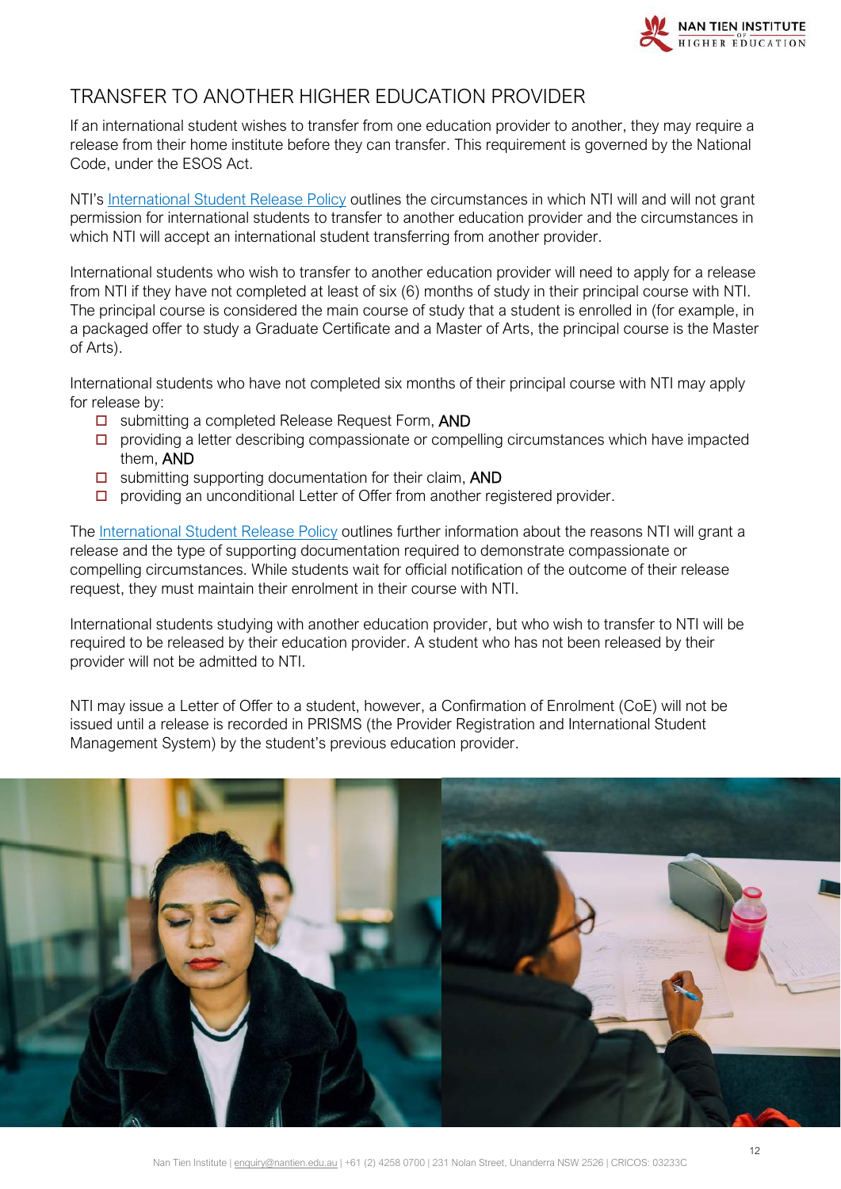## TRANSFER TO ANOTHER HIGHER EDUCATION PROVIDER

If an international student wishes to transfer from one education provider to another, they may require a release from their home institute before they can transfer. This requirement is governed by the National Code, under the ESOS Act.

NTI's International Student Release Policy outlines the circumstances in which NTI will and will not grant permission for international students to transfer to another education provider and the circumstances in which NTI will accept an international student transferring from another provider.

International students who wish to transfer to another education provider will need to apply for a release from NTI if they have not completed at least of six (6) months of study in their principal course with NTI. The principal course is considered the main course of study that a student is enrolled in (for example, in a packaged offer to study a Graduate Certificate and a Master of Arts, the principal course is the Master of Arts).

International students who have not completed six months of their principal course with NTI may apply for release by:

- ☐ submitting a completed Release Request Form, AND
- ☐ providing a letter describing compassionate or compelling circumstances which have impacted them, AND
- ☐ submitting supporting documentation for their claim, AND
- ☐ providing an unconditional Letter of Offer from another registered provider.

The International Student Release Policy outlines further information about the reasons NTI will grant a release and the type of supporting documentation required to demonstrate compassionate or compelling circumstances. While students wait for official notification of the outcome of their release request, they must maintain their enrolment in their course with NTI.

International students studying with another education provider, but who wish to transfer to NTI will be required to be released by their education provider. A student who has not been released by their provider will not be admitted to NTI.

NTI may issue a Letter of Offer to a student, however, a Confirmation of Enrolment (CoE) will not be issued until a release is recorded in PRISMS (the Provider Registration and International Student Management System) by the student's previous education provider.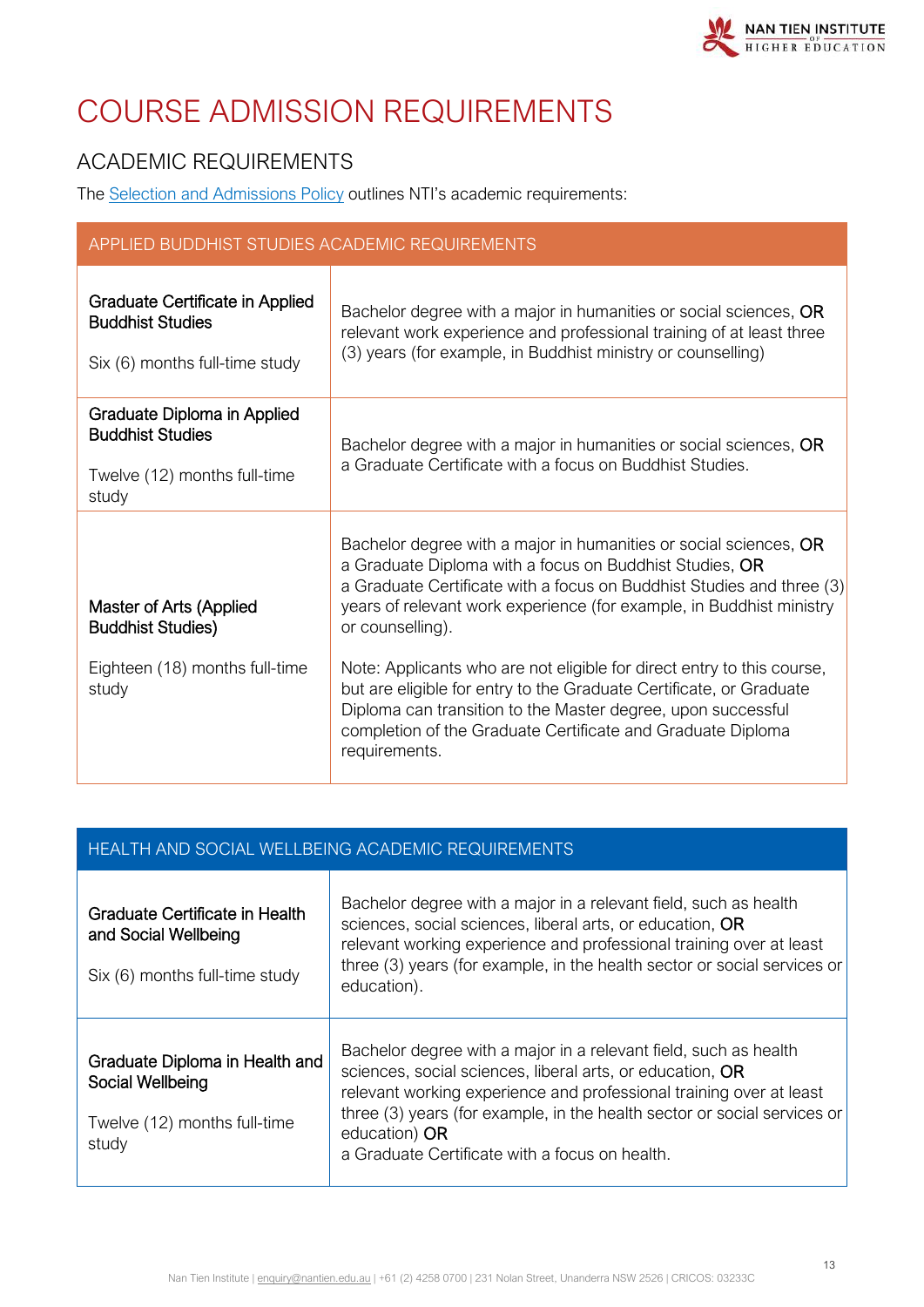# COURSE ADMISSION REQUIREMENTS

## ACADEMIC REQUIREMENTS

The Selection and Admissions Policy outlines NTI's academic requirements:

| APPLIED BUDDHIST STUDIES ACADEMIC REQUIREMENTS | |
|---|---|
| **Graduate Certificate in Applied Buddhist Studies**<br><br>Six (6) months full-time study | Bachelor degree with a major in humanities or social sciences, **OR** relevant work experience and professional training of at least three (3) years (for example, in Buddhist ministry or counselling) |
| **Graduate Diploma in Applied Buddhist Studies**<br><br>Twelve (12) months full-time study | Bachelor degree with a major in humanities or social sciences, **OR** a Graduate Certificate with a focus on Buddhist Studies. |
| **Master of Arts (Applied Buddhist Studies)**<br><br>Eighteen (18) months full-time study | Bachelor degree with a major in humanities or social sciences, **OR** a Graduate Diploma with a focus on Buddhist Studies, **OR** a Graduate Certificate with a focus on Buddhist Studies and three (3) years of relevant work experience (for example, in Buddhist ministry or counselling).<br><br>Note: Applicants who are not eligible for direct entry to this course, but are eligible for entry to the Graduate Certificate, or Graduate Diploma can transition to the Master degree, upon successful completion of the Graduate Certificate and Graduate Diploma requirements. |

| HEALTH AND SOCIAL WELLBEING ACADEMIC REQUIREMENTS | |
|---|---|
| **Graduate Certificate in Health and Social Wellbeing**<br><br>Six (6) months full-time study | Bachelor degree with a major in a relevant field, such as health sciences, social sciences, liberal arts, or education, **OR** relevant working experience and professional training over at least three (3) years (for example, in the health sector or social services or education). |
| **Graduate Diploma in Health and Social Wellbeing**<br><br>Twelve (12) months full-time study | Bachelor degree with a major in a relevant field, such as health sciences, social sciences, liberal arts, or education, **OR** relevant working experience and professional training over at least three (3) years (for example, in the health sector or social services or education) **OR** a Graduate Certificate with a focus on health. |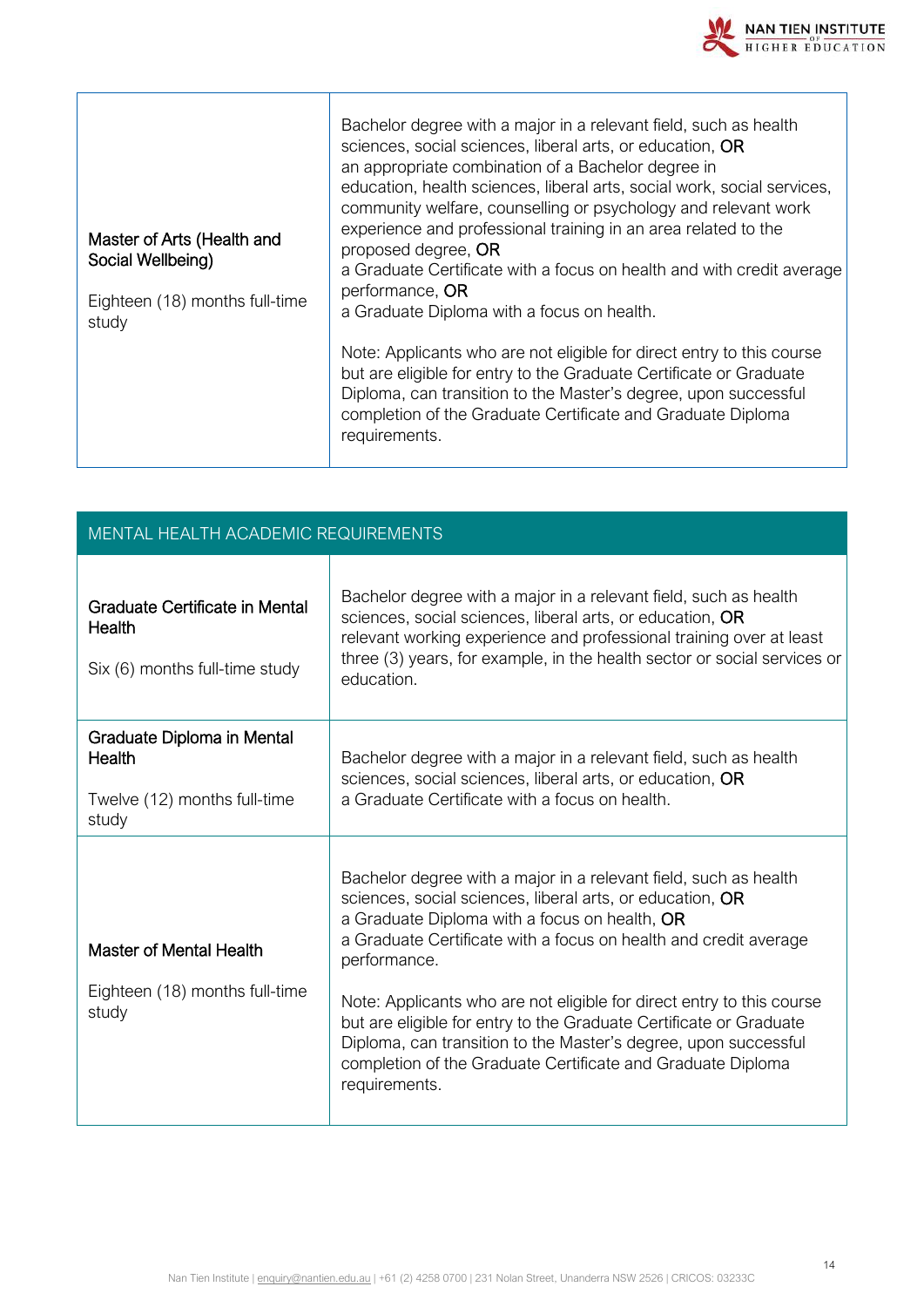| | |
|---|---|
| **Master of Arts (Health and Social Wellbeing)**<br><br>Eighteen (18) months full-time study | Bachelor degree with a major in a relevant field, such as health sciences, social sciences, liberal arts, or education, **OR**<br>an appropriate combination of a Bachelor degree in education, health sciences, liberal arts, social work, social services, community welfare, counselling or psychology and relevant work experience and professional training in an area related to the proposed degree, **OR**<br>a Graduate Certificate with a focus on health and with credit average performance, **OR**<br>a Graduate Diploma with a focus on health.<br><br>Note: Applicants who are not eligible for direct entry to this course but are eligible for entry to the Graduate Certificate or Graduate Diploma, can transition to the Master's degree, upon successful completion of the Graduate Certificate and Graduate Diploma requirements. |

| MENTAL HEALTH ACADEMIC REQUIREMENTS | |
|---|---|
| **Graduate Certificate in Mental Health**<br><br>Six (6) months full-time study | Bachelor degree with a major in a relevant field, such as health sciences, social sciences, liberal arts, or education, **OR**<br>relevant working experience and professional training over at least three (3) years, for example, in the health sector or social services or education. |
| **Graduate Diploma in Mental Health**<br><br>Twelve (12) months full-time study | Bachelor degree with a major in a relevant field, such as health sciences, social sciences, liberal arts, or education, **OR**<br>a Graduate Certificate with a focus on health. |
| **Master of Mental Health**<br><br>Eighteen (18) months full-time study | Bachelor degree with a major in a relevant field, such as health sciences, social sciences, liberal arts, or education, **OR**<br>a Graduate Diploma with a focus on health, **OR**<br>a Graduate Certificate with a focus on health and credit average performance.<br><br>Note: Applicants who are not eligible for direct entry to this course but are eligible for entry to the Graduate Certificate or Graduate Diploma, can transition to the Master's degree, upon successful completion of the Graduate Certificate and Graduate Diploma requirements. |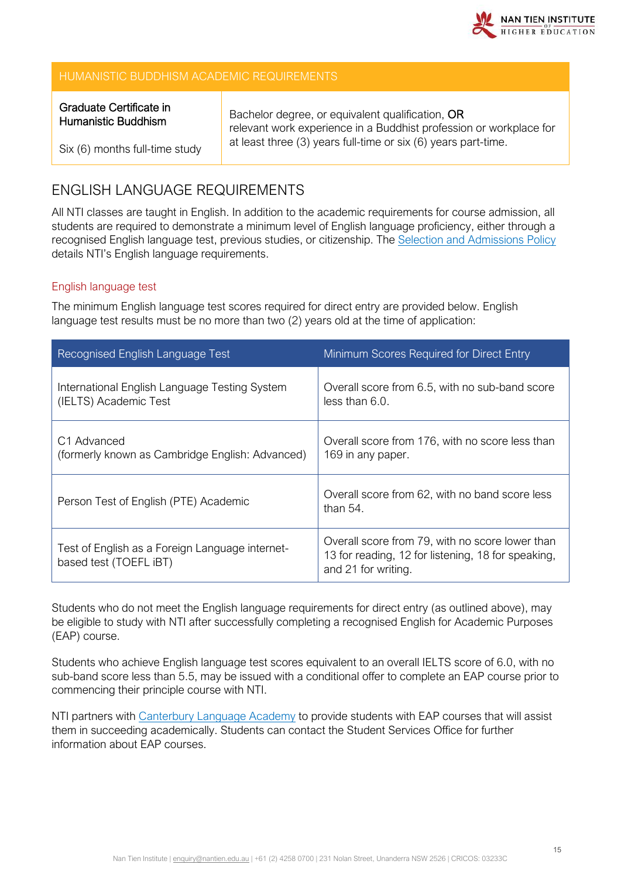| HUMANISTIC BUDDHISM ACADEMIC REQUIREMENTS | |
|---|---|
| **Graduate Certificate in Humanistic Buddhism**<br><br>Six (6) months full-time study | Bachelor degree, or equivalent qualification, **OR** relevant work experience in a Buddhist profession or workplace for at least three (3) years full-time or six (6) years part-time. |

## ENGLISH LANGUAGE REQUIREMENTS

All NTI classes are taught in English. In addition to the academic requirements for course admission, all students are required to demonstrate a minimum level of English language proficiency, either through a recognised English language test, previous studies, or citizenship. The Selection and Admissions Policy details NTI's English language requirements.

### English language test

The minimum English language test scores required for direct entry are provided below. English language test results must be no more than two (2) years old at the time of application:

| Recognised English Language Test | Minimum Scores Required for Direct Entry |
|---|---|
| International English Language Testing System (IELTS) Academic Test | Overall score from 6.5, with no sub-band score less than 6.0. |
| C1 Advanced (formerly known as Cambridge English: Advanced) | Overall score from 176, with no score less than 169 in any paper. |
| Person Test of English (PTE) Academic | Overall score from 62, with no band score less than 54. |
| Test of English as a Foreign Language internet-based test (TOEFL iBT) | Overall score from 79, with no score lower than 13 for reading, 12 for listening, 18 for speaking, and 21 for writing. |

Students who do not meet the English language requirements for direct entry (as outlined above), may be eligible to study with NTI after successfully completing a recognised English for Academic Purposes (EAP) course.

Students who achieve English language test scores equivalent to an overall IELTS score of 6.0, with no sub-band score less than 5.5, may be issued with a conditional offer to complete an EAP course prior to commencing their principle course with NTI.

NTI partners with Canterbury Language Academy to provide students with EAP courses that will assist them in succeeding academically. Students can contact the Student Services Office for further information about EAP courses.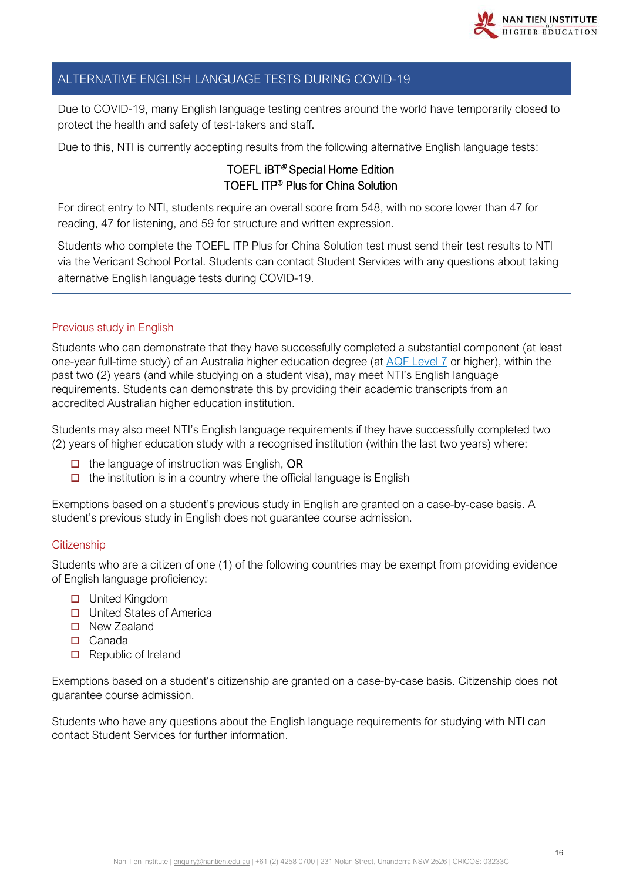## ALTERNATIVE ENGLISH LANGUAGE TESTS DURING COVID-19

Due to COVID-19, many English language testing centres around the world have temporarily closed to protect the health and safety of test-takers and staff.

Due to this, NTI is currently accepting results from the following alternative English language tests:

**TOEFL iBT® Special Home Edition**
**TOEFL ITP® Plus for China Solution**

For direct entry to NTI, students require an overall score from 548, with no score lower than 47 for reading, 47 for listening, and 59 for structure and written expression.

Students who complete the TOEFL ITP Plus for China Solution test must send their test results to NTI via the Vericant School Portal. Students can contact Student Services with any questions about taking alternative English language tests during COVID-19.

### Previous study in English

Students who can demonstrate that they have successfully completed a substantial component (at least one-year full-time study) of an Australia higher education degree (at AQF Level 7 or higher), within the past two (2) years (and while studying on a student visa), may meet NTI's English language requirements. Students can demonstrate this by providing their academic transcripts from an accredited Australian higher education institution.

Students may also meet NTI's English language requirements if they have successfully completed two (2) years of higher education study with a recognised institution (within the last two years) where:

- the language of instruction was English, **OR**
- the institution is in a country where the official language is English

Exemptions based on a student's previous study in English are granted on a case-by-case basis. A student's previous study in English does not guarantee course admission.

### Citizenship

Students who are a citizen of one (1) of the following countries may be exempt from providing evidence of English language proficiency:

- United Kingdom
- United States of America
- New Zealand
- Canada
- Republic of Ireland

Exemptions based on a student's citizenship are granted on a case-by-case basis. Citizenship does not guarantee course admission.

Students who have any questions about the English language requirements for studying with NTI can contact Student Services for further information.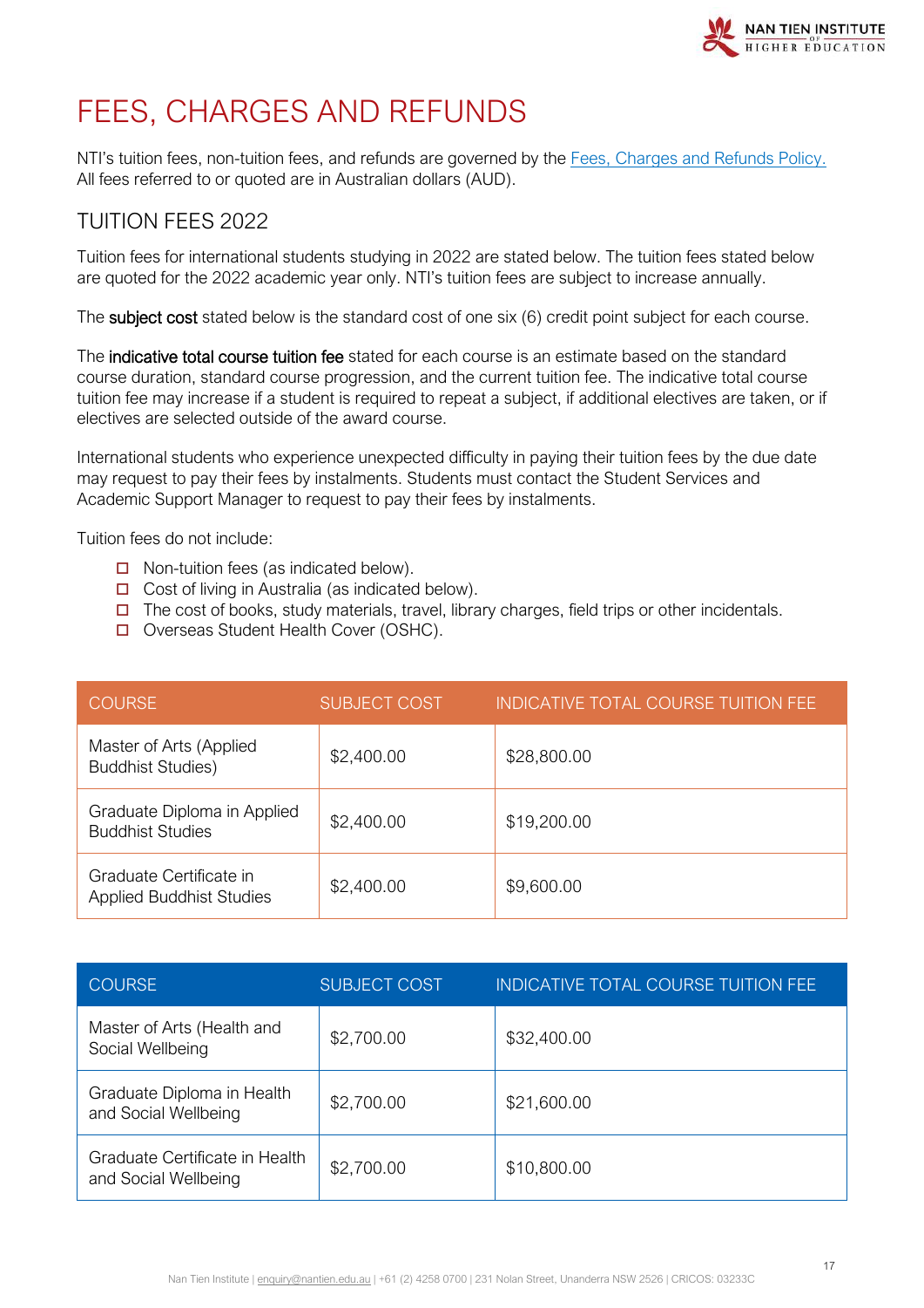# FEES, CHARGES AND REFUNDS

NTI's tuition fees, non-tuition fees, and refunds are governed by the [Fees, Charges and Refunds Policy.](#) All fees referred to or quoted are in Australian dollars (AUD).

## TUITION FEES 2022

Tuition fees for international students studying in 2022 are stated below. The tuition fees stated below are quoted for the 2022 academic year only. NTI's tuition fees are subject to increase annually.

The **subject cost** stated below is the standard cost of one six (6) credit point subject for each course.

The **indicative total course tuition fee** stated for each course is an estimate based on the standard course duration, standard course progression, and the current tuition fee. The indicative total course tuition fee may increase if a student is required to repeat a subject, if additional electives are taken, or if electives are selected outside of the award course.

International students who experience unexpected difficulty in paying their tuition fees by the due date may request to pay their fees by instalments. Students must contact the Student Services and Academic Support Manager to request to pay their fees by instalments.

Tuition fees do not include:

- Non-tuition fees (as indicated below).
- Cost of living in Australia (as indicated below).
- The cost of books, study materials, travel, library charges, field trips or other incidentals.
- Overseas Student Health Cover (OSHC).

| COURSE | SUBJECT COST | INDICATIVE TOTAL COURSE TUITION FEE |
|---|---|---|
| Master of Arts (Applied Buddhist Studies) | $2,400.00 | $28,800.00 |
| Graduate Diploma in Applied Buddhist Studies | $2,400.00 | $19,200.00 |
| Graduate Certificate in Applied Buddhist Studies | $2,400.00 | $9,600.00 |

| COURSE | SUBJECT COST | INDICATIVE TOTAL COURSE TUITION FEE |
|---|---|---|
| Master of Arts (Health and Social Wellbeing | $2,700.00 | $32,400.00 |
| Graduate Diploma in Health and Social Wellbeing | $2,700.00 | $21,600.00 |
| Graduate Certificate in Health and Social Wellbeing | $2,700.00 | $10,800.00 |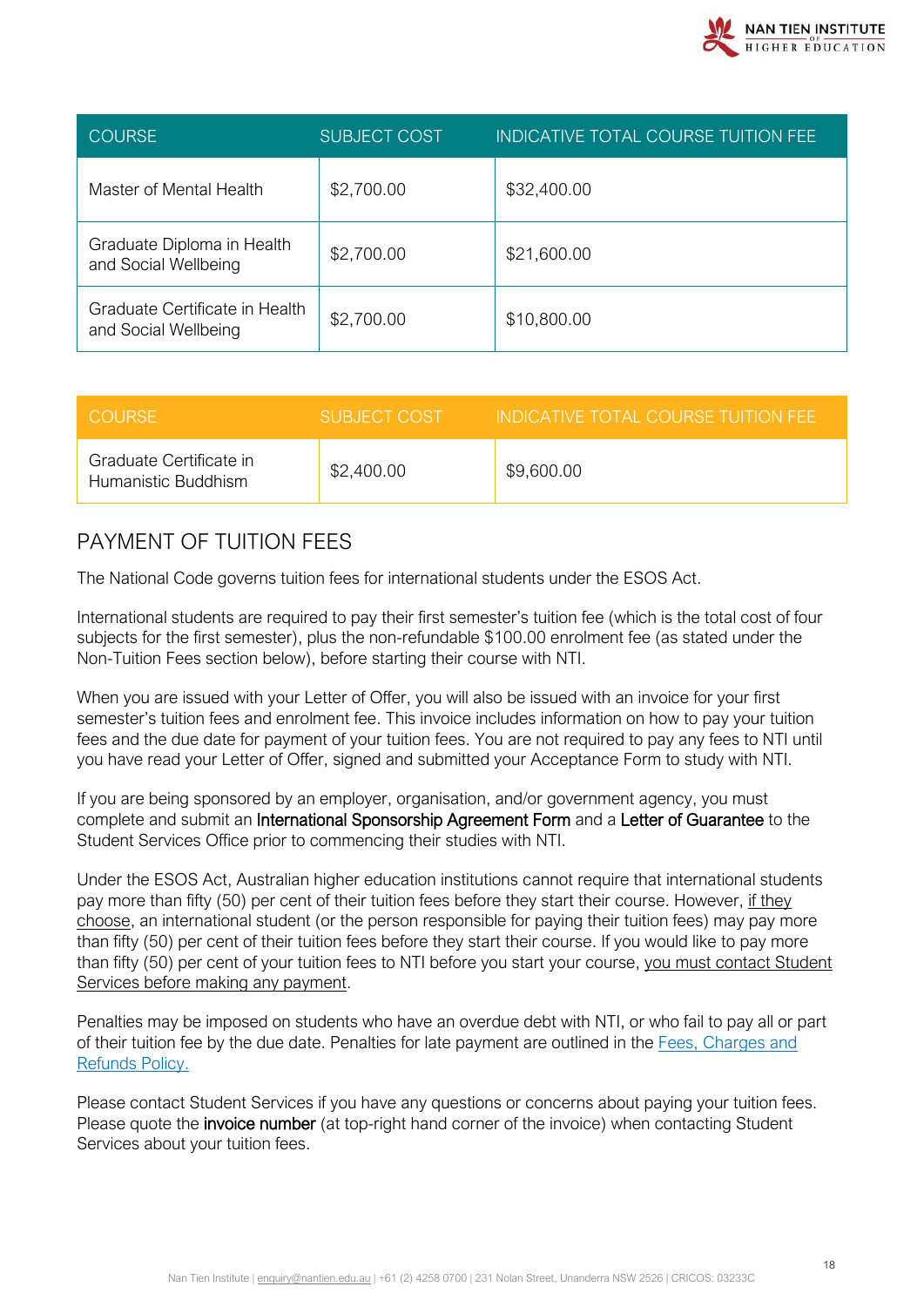| COURSE | SUBJECT COST | INDICATIVE TOTAL COURSE TUITION FEE |
|---|---|---|
| Master of Mental Health | $2,700.00 | $32,400.00 |
| Graduate Diploma in Health and Social Wellbeing | $2,700.00 | $21,600.00 |
| Graduate Certificate in Health and Social Wellbeing | $2,700.00 | $10,800.00 |

| COURSE | SUBJECT COST | INDICATIVE TOTAL COURSE TUITION FEE |
|---|---|---|
| Graduate Certificate in Humanistic Buddhism | $2,400.00 | $9,600.00 |

## PAYMENT OF TUITION FEES

The National Code governs tuition fees for international students under the ESOS Act.

International students are required to pay their first semester's tuition fee (which is the total cost of four subjects for the first semester), plus the non-refundable $100.00 enrolment fee (as stated under the Non-Tuition Fees section below), before starting their course with NTI.

When you are issued with your Letter of Offer, you will also be issued with an invoice for your first semester's tuition fees and enrolment fee. This invoice includes information on how to pay your tuition fees and the due date for payment of your tuition fees. You are not required to pay any fees to NTI until you have read your Letter of Offer, signed and submitted your Acceptance Form to study with NTI.

If you are being sponsored by an employer, organisation, and/or government agency, you must complete and submit an **International Sponsorship Agreement Form** and a **Letter of Guarantee** to the Student Services Office prior to commencing their studies with NTI.

Under the ESOS Act, Australian higher education institutions cannot require that international students pay more than fifty (50) per cent of their tuition fees before they start their course. However, if they choose, an international student (or the person responsible for paying their tuition fees) may pay more than fifty (50) per cent of their tuition fees before they start their course. If you would like to pay more than fifty (50) per cent of your tuition fees to NTI before you start your course, you must contact Student Services before making any payment.

Penalties may be imposed on students who have an overdue debt with NTI, or who fail to pay all or part of their tuition fee by the due date. Penalties for late payment are outlined in the Fees, Charges and Refunds Policy.

Please contact Student Services if you have any questions or concerns about paying your tuition fees. Please quote the **invoice number** (at top-right hand corner of the invoice) when contacting Student Services about your tuition fees.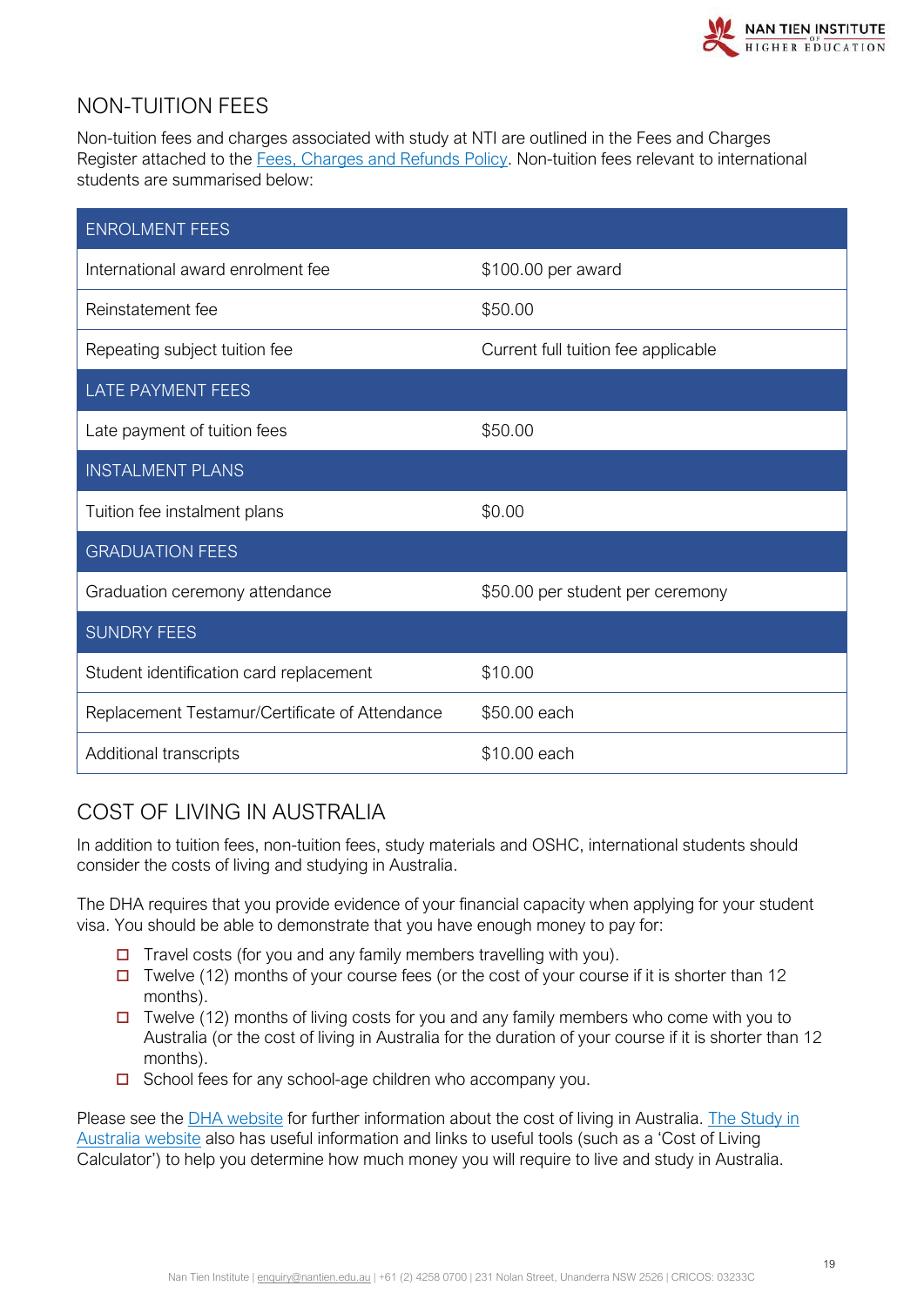## NON-TUITION FEES

Non-tuition fees and charges associated with study at NTI are outlined in the Fees and Charges Register attached to the Fees, Charges and Refunds Policy. Non-tuition fees relevant to international students are summarised below:

| ENROLMENT FEES | |
|---|---|
| International award enrolment fee | $100.00 per award |
| Reinstatement fee | $50.00 |
| Repeating subject tuition fee | Current full tuition fee applicable |
| **LATE PAYMENT FEES** | |
| Late payment of tuition fees | $50.00 |
| **INSTALMENT PLANS** | |
| Tuition fee instalment plans | $0.00 |
| **GRADUATION FEES** | |
| Graduation ceremony attendance | $50.00 per student per ceremony |
| **SUNDRY FEES** | |
| Student identification card replacement | $10.00 |
| Replacement Testamur/Certificate of Attendance | $50.00 each |
| Additional transcripts | $10.00 each |

## COST OF LIVING IN AUSTRALIA

In addition to tuition fees, non-tuition fees, study materials and OSHC, international students should consider the costs of living and studying in Australia.

The DHA requires that you provide evidence of your financial capacity when applying for your student visa. You should be able to demonstrate that you have enough money to pay for:

- Travel costs (for you and any family members travelling with you).
- Twelve (12) months of your course fees (or the cost of your course if it is shorter than 12 months).
- Twelve (12) months of living costs for you and any family members who come with you to Australia (or the cost of living in Australia for the duration of your course if it is shorter than 12 months).
- School fees for any school-age children who accompany you.

Please see the DHA website for further information about the cost of living in Australia. The Study in Australia website also has useful information and links to useful tools (such as a 'Cost of Living Calculator') to help you determine how much money you will require to live and study in Australia.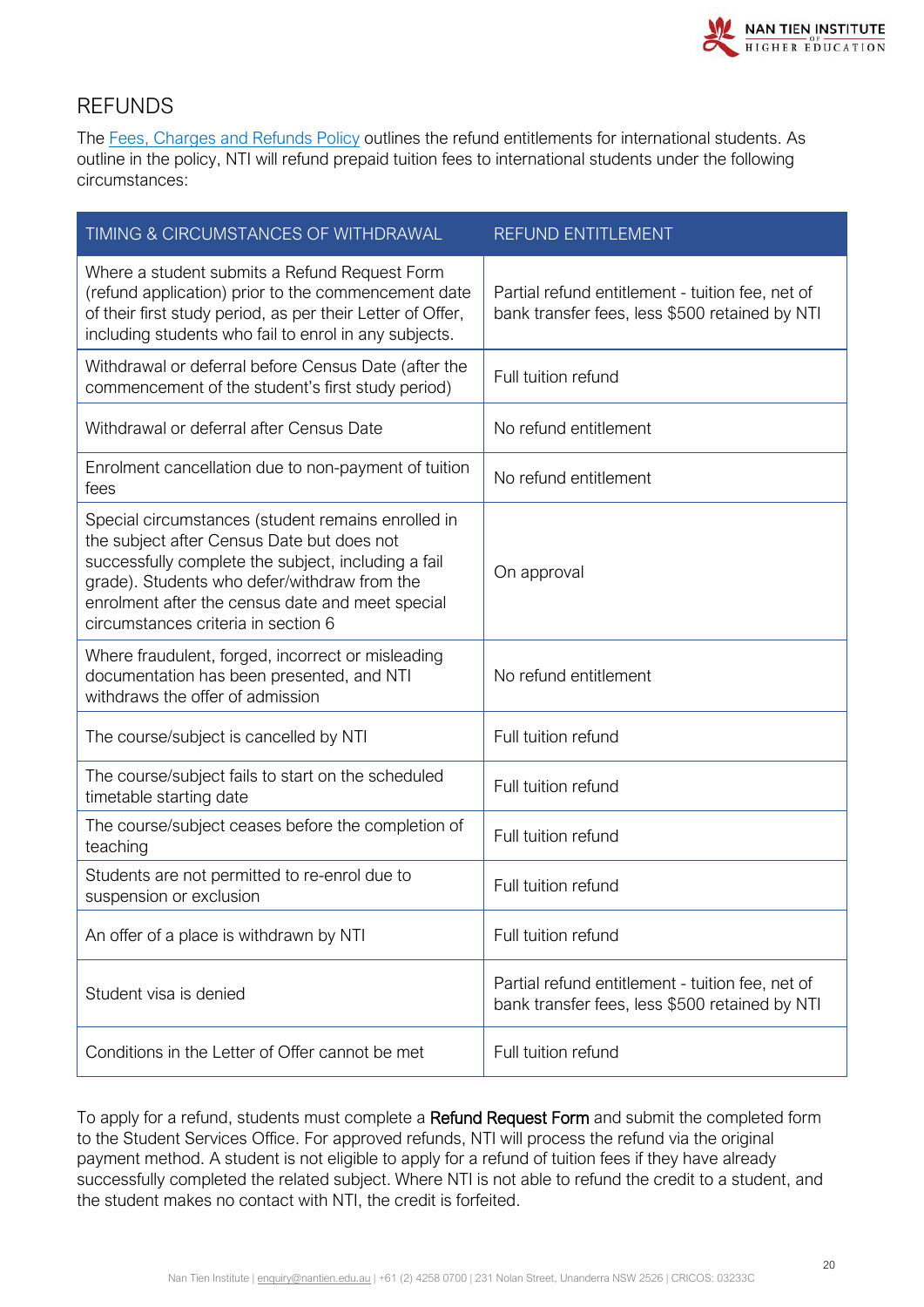## REFUNDS

The Fees, Charges and Refunds Policy outlines the refund entitlements for international students. As outline in the policy, NTI will refund prepaid tuition fees to international students under the following circumstances:

| TIMING & CIRCUMSTANCES OF WITHDRAWAL | REFUND ENTITLEMENT |
|---|---|
| Where a student submits a Refund Request Form (refund application) prior to the commencement date of their first study period, as per their Letter of Offer, including students who fail to enrol in any subjects. | Partial refund entitlement - tuition fee, net of bank transfer fees, less $500 retained by NTI |
| Withdrawal or deferral before Census Date (after the commencement of the student's first study period) | Full tuition refund |
| Withdrawal or deferral after Census Date | No refund entitlement |
| Enrolment cancellation due to non-payment of tuition fees | No refund entitlement |
| Special circumstances (student remains enrolled in the subject after Census Date but does not successfully complete the subject, including a fail grade). Students who defer/withdraw from the enrolment after the census date and meet special circumstances criteria in section 6 | On approval |
| Where fraudulent, forged, incorrect or misleading documentation has been presented, and NTI withdraws the offer of admission | No refund entitlement |
| The course/subject is cancelled by NTI | Full tuition refund |
| The course/subject fails to start on the scheduled timetable starting date | Full tuition refund |
| The course/subject ceases before the completion of teaching | Full tuition refund |
| Students are not permitted to re-enrol due to suspension or exclusion | Full tuition refund |
| An offer of a place is withdrawn by NTI | Full tuition refund |
| Student visa is denied | Partial refund entitlement - tuition fee, net of bank transfer fees, less $500 retained by NTI |
| Conditions in the Letter of Offer cannot be met | Full tuition refund |

To apply for a refund, students must complete a Refund Request Form and submit the completed form to the Student Services Office. For approved refunds, NTI will process the refund via the original payment method. A student is not eligible to apply for a refund of tuition fees if they have already successfully completed the related subject. Where NTI is not able to refund the credit to a student, and the student makes no contact with NTI, the credit is forfeited.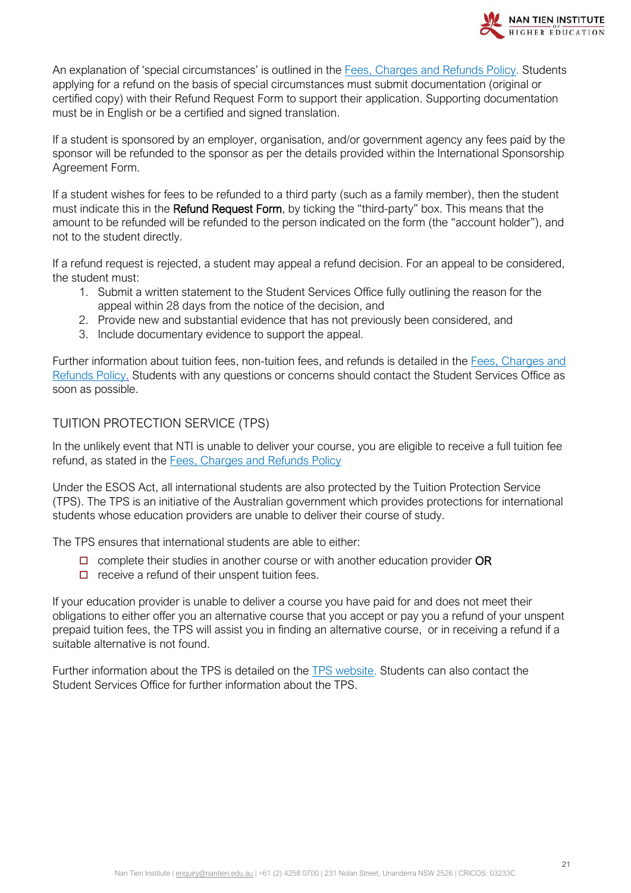An explanation of 'special circumstances' is outlined in the [Fees, Charges and Refunds Policy](). Students applying for a refund on the basis of special circumstances must submit documentation (original or certified copy) with their Refund Request Form to support their application. Supporting documentation must be in English or be a certified and signed translation.

If a student is sponsored by an employer, organisation, and/or government agency any fees paid by the sponsor will be refunded to the sponsor as per the details provided within the International Sponsorship Agreement Form.

If a student wishes for fees to be refunded to a third party (such as a family member), then the student must indicate this in the Refund Request Form, by ticking the "third-party" box. This means that the amount to be refunded will be refunded to the person indicated on the form (the "account holder"), and not to the student directly.

If a refund request is rejected, a student may appeal a refund decision. For an appeal to be considered, the student must:

1. Submit a written statement to the Student Services Office fully outlining the reason for the appeal within 28 days from the notice of the decision, and
2. Provide new and substantial evidence that has not previously been considered, and
3. Include documentary evidence to support the appeal.

Further information about tuition fees, non-tuition fees, and refunds is detailed in the Fees, Charges and Refunds Policy. Students with any questions or concerns should contact the Student Services Office as soon as possible.

## TUITION PROTECTION SERVICE (TPS)

In the unlikely event that NTI is unable to deliver your course, you are eligible to receive a full tuition fee refund, as stated in the Fees, Charges and Refunds Policy

Under the ESOS Act, all international students are also protected by the Tuition Protection Service (TPS). The TPS is an initiative of the Australian government which provides protections for international students whose education providers are unable to deliver their course of study.

The TPS ensures that international students are able to either:

- ☐ complete their studies in another course or with another education provider OR
- ☐ receive a refund of their unspent tuition fees.

If your education provider is unable to deliver a course you have paid for and does not meet their obligations to either offer you an alternative course that you accept or pay you a refund of your unspent prepaid tuition fees, the TPS will assist you in finding an alternative course, or in receiving a refund if a suitable alternative is not found.

Further information about the TPS is detailed on the TPS website. Students can also contact the Student Services Office for further information about the TPS.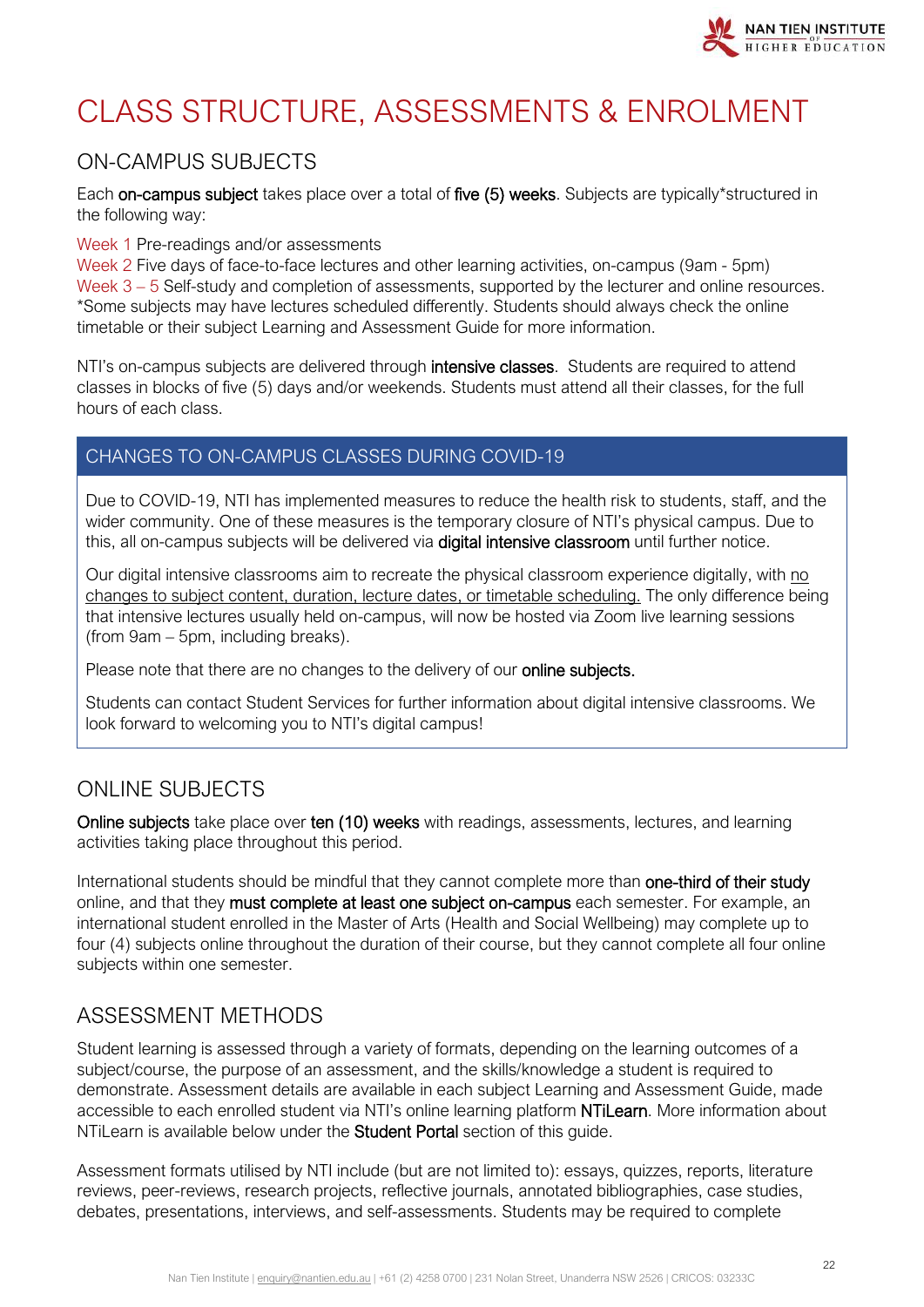# CLASS STRUCTURE, ASSESSMENTS & ENROLMENT

## ON-CAMPUS SUBJECTS

Each **on-campus subject** takes place over a total of **five (5) weeks**. Subjects are typically*structured in the following way:

Week 1 Pre-readings and/or assessments
Week 2 Five days of face-to-face lectures and other learning activities, on-campus (9am - 5pm)
Week 3 – 5 Self-study and completion of assessments, supported by the lecturer and online resources.
*Some subjects may have lectures scheduled differently. Students should always check the online timetable or their subject Learning and Assessment Guide for more information.

NTI's on-campus subjects are delivered through **intensive classes**. Students are required to attend classes in blocks of five (5) days and/or weekends. Students must attend all their classes, for the full hours of each class.

### CHANGES TO ON-CAMPUS CLASSES DURING COVID-19

Due to COVID-19, NTI has implemented measures to reduce the health risk to students, staff, and the wider community. One of these measures is the temporary closure of NTI's physical campus. Due to this, all on-campus subjects will be delivered via **digital intensive classroom** until further notice.

Our digital intensive classrooms aim to recreate the physical classroom experience digitally, with no changes to subject content, duration, lecture dates, or timetable scheduling. The only difference being that intensive lectures usually held on-campus, will now be hosted via Zoom live learning sessions (from 9am – 5pm, including breaks).

Please note that there are no changes to the delivery of our **online subjects.**

Students can contact Student Services for further information about digital intensive classrooms. We look forward to welcoming you to NTI's digital campus!

## ONLINE SUBJECTS

**Online subjects** take place over **ten (10) weeks** with readings, assessments, lectures, and learning activities taking place throughout this period.

International students should be mindful that they cannot complete more than **one-third of their study** online, and that they **must complete at least one subject on-campus** each semester. For example, an international student enrolled in the Master of Arts (Health and Social Wellbeing) may complete up to four (4) subjects online throughout the duration of their course, but they cannot complete all four online subjects within one semester.

## ASSESSMENT METHODS

Student learning is assessed through a variety of formats, depending on the learning outcomes of a subject/course, the purpose of an assessment, and the skills/knowledge a student is required to demonstrate. Assessment details are available in each subject Learning and Assessment Guide, made accessible to each enrolled student via NTI's online learning platform **NTiLearn**. More information about NTiLearn is available below under the **Student Portal** section of this guide.

Assessment formats utilised by NTI include (but are not limited to): essays, quizzes, reports, literature reviews, peer-reviews, research projects, reflective journals, annotated bibliographies, case studies, debates, presentations, interviews, and self-assessments. Students may be required to complete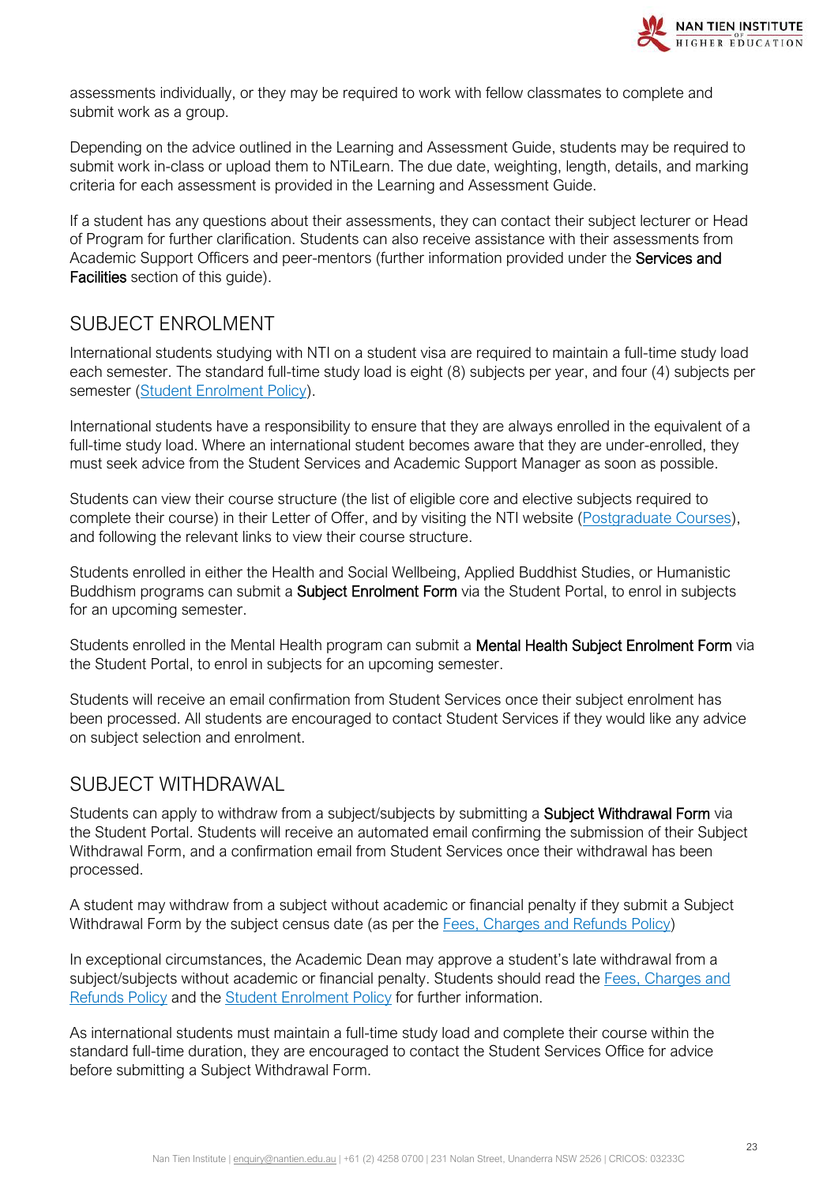assessments individually, or they may be required to work with fellow classmates to complete and submit work as a group.

Depending on the advice outlined in the Learning and Assessment Guide, students may be required to submit work in-class or upload them to NTiLearn. The due date, weighting, length, details, and marking criteria for each assessment is provided in the Learning and Assessment Guide.

If a student has any questions about their assessments, they can contact their subject lecturer or Head of Program for further clarification. Students can also receive assistance with their assessments from Academic Support Officers and peer-mentors (further information provided under the **Services and Facilities** section of this guide).

## SUBJECT ENROLMENT

International students studying with NTI on a student visa are required to maintain a full-time study load each semester. The standard full-time study load is eight (8) subjects per year, and four (4) subjects per semester (Student Enrolment Policy).

International students have a responsibility to ensure that they are always enrolled in the equivalent of a full-time study load. Where an international student becomes aware that they are under-enrolled, they must seek advice from the Student Services and Academic Support Manager as soon as possible.

Students can view their course structure (the list of eligible core and elective subjects required to complete their course) in their Letter of Offer, and by visiting the NTI website (Postgraduate Courses), and following the relevant links to view their course structure.

Students enrolled in either the Health and Social Wellbeing, Applied Buddhist Studies, or Humanistic Buddhism programs can submit a **Subject Enrolment Form** via the Student Portal, to enrol in subjects for an upcoming semester.

Students enrolled in the Mental Health program can submit a **Mental Health Subject Enrolment Form** via the Student Portal, to enrol in subjects for an upcoming semester.

Students will receive an email confirmation from Student Services once their subject enrolment has been processed. All students are encouraged to contact Student Services if they would like any advice on subject selection and enrolment.

## SUBJECT WITHDRAWAL

Students can apply to withdraw from a subject/subjects by submitting a **Subject Withdrawal Form** via the Student Portal. Students will receive an automated email confirming the submission of their Subject Withdrawal Form, and a confirmation email from Student Services once their withdrawal has been processed.

A student may withdraw from a subject without academic or financial penalty if they submit a Subject Withdrawal Form by the subject census date (as per the Fees, Charges and Refunds Policy)

In exceptional circumstances, the Academic Dean may approve a student's late withdrawal from a subject/subjects without academic or financial penalty. Students should read the Fees, Charges and Refunds Policy and the Student Enrolment Policy for further information.

As international students must maintain a full-time study load and complete their course within the standard full-time duration, they are encouraged to contact the Student Services Office for advice before submitting a Subject Withdrawal Form.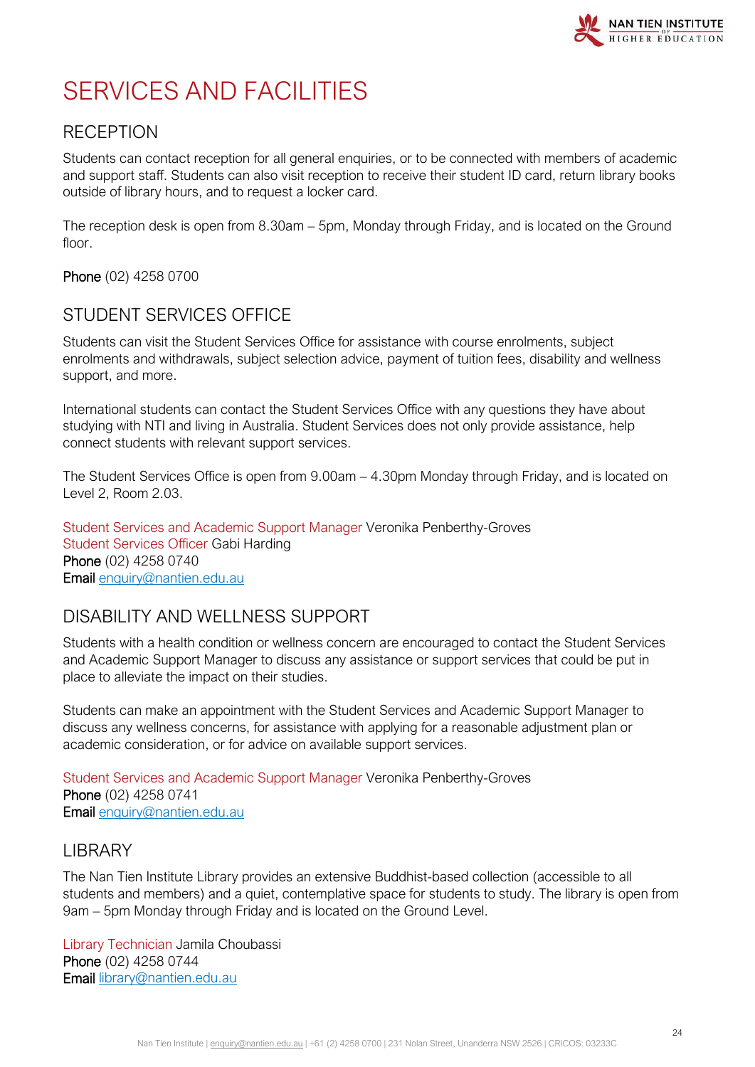# SERVICES AND FACILITIES

## RECEPTION

Students can contact reception for all general enquiries, or to be connected with members of academic and support staff. Students can also visit reception to receive their student ID card, return library books outside of library hours, and to request a locker card.

The reception desk is open from 8.30am – 5pm, Monday through Friday, and is located on the Ground floor.

**Phone** (02) 4258 0700

## STUDENT SERVICES OFFICE

Students can visit the Student Services Office for assistance with course enrolments, subject enrolments and withdrawals, subject selection advice, payment of tuition fees, disability and wellness support, and more.

International students can contact the Student Services Office with any questions they have about studying with NTI and living in Australia. Student Services does not only provide assistance, help connect students with relevant support services.

The Student Services Office is open from 9.00am – 4.30pm Monday through Friday, and is located on Level 2, Room 2.03.

Student Services and Academic Support Manager Veronika Penberthy-Groves
Student Services Officer Gabi Harding
**Phone** (02) 4258 0740
**Email** enquiry@nantien.edu.au

## DISABILITY AND WELLNESS SUPPORT

Students with a health condition or wellness concern are encouraged to contact the Student Services and Academic Support Manager to discuss any assistance or support services that could be put in place to alleviate the impact on their studies.

Students can make an appointment with the Student Services and Academic Support Manager to discuss any wellness concerns, for assistance with applying for a reasonable adjustment plan or academic consideration, or for advice on available support services.

Student Services and Academic Support Manager Veronika Penberthy-Groves
**Phone** (02) 4258 0741
**Email** enquiry@nantien.edu.au

## LIBRARY

The Nan Tien Institute Library provides an extensive Buddhist-based collection (accessible to all students and members) and a quiet, contemplative space for students to study. The library is open from 9am – 5pm Monday through Friday and is located on the Ground Level.

Library Technician Jamila Choubassi
**Phone** (02) 4258 0744
**Email** library@nantien.edu.au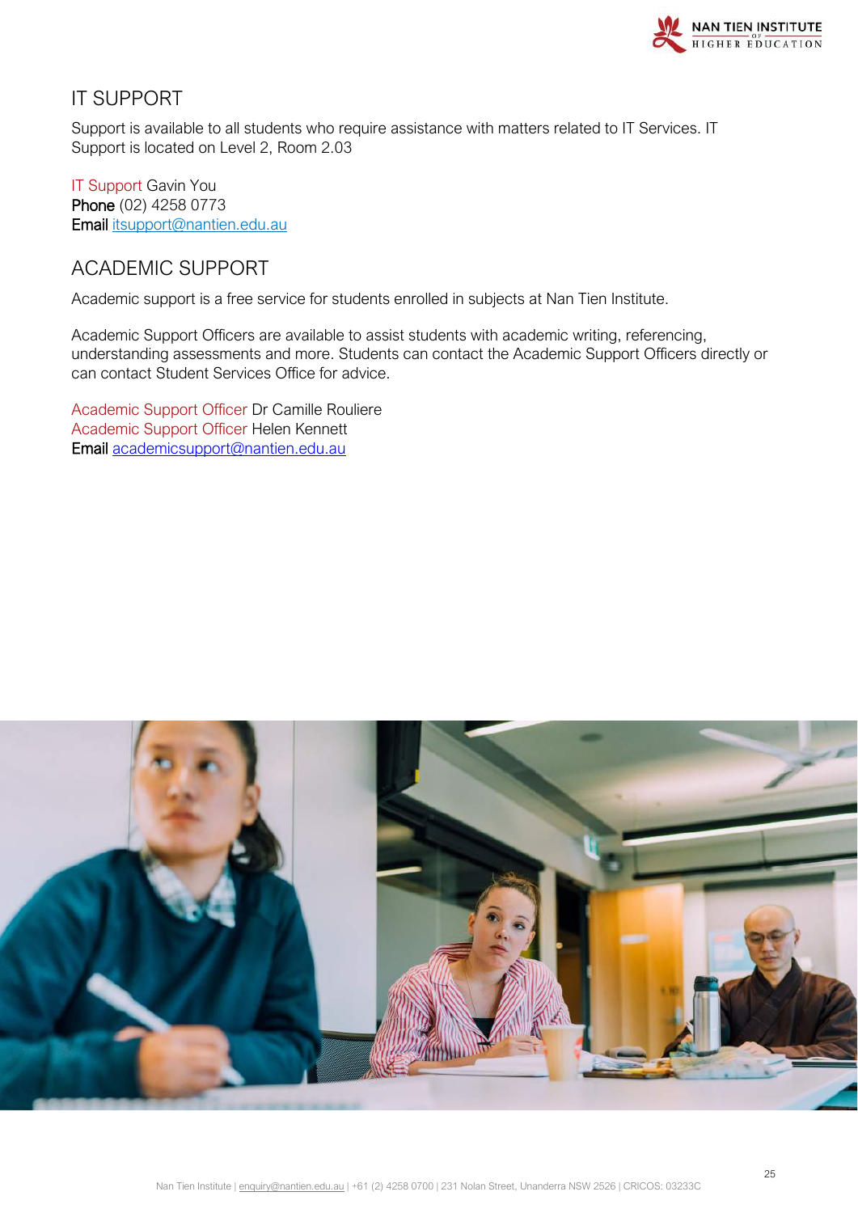## IT SUPPORT

Support is available to all students who require assistance with matters related to IT Services. IT Support is located on Level 2, Room 2.03

IT Support Gavin You
**Phone** (02) 4258 0773
**Email** itsupport@nantien.edu.au

## ACADEMIC SUPPORT

Academic support is a free service for students enrolled in subjects at Nan Tien Institute.

Academic Support Officers are available to assist students with academic writing, referencing, understanding assessments and more. Students can contact the Academic Support Officers directly or can contact Student Services Office for advice.

Academic Support Officer Dr Camille Rouliere
Academic Support Officer Helen Kennett
**Email** academicsupport@nantien.edu.au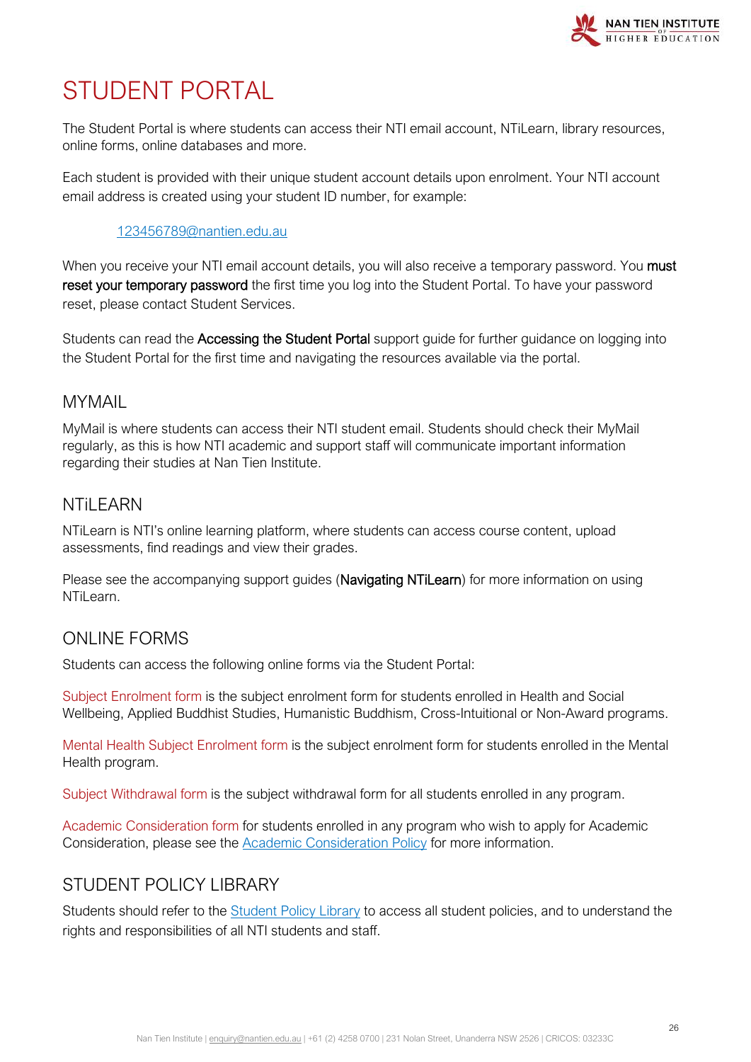# STUDENT PORTAL

The Student Portal is where students can access their NTI email account, NTiLearn, library resources, online forms, online databases and more.

Each student is provided with their unique student account details upon enrolment. Your NTI account email address is created using your student ID number, for example:

> 123456789@nantien.edu.au

When you receive your NTI email account details, you will also receive a temporary password. You **must reset your temporary password** the first time you log into the Student Portal. To have your password reset, please contact Student Services.

Students can read the **Accessing the Student Portal** support guide for further guidance on logging into the Student Portal for the first time and navigating the resources available via the portal.

## MYMAIL

MyMail is where students can access their NTI student email. Students should check their MyMail regularly, as this is how NTI academic and support staff will communicate important information regarding their studies at Nan Tien Institute.

## NTiLEARN

NTiLearn is NTI's online learning platform, where students can access course content, upload assessments, find readings and view their grades.

Please see the accompanying support guides (**Navigating NTiLearn**) for more information on using NTiLearn.

## ONLINE FORMS

Students can access the following online forms via the Student Portal:

Subject Enrolment form is the subject enrolment form for students enrolled in Health and Social Wellbeing, Applied Buddhist Studies, Humanistic Buddhism, Cross-Intuitional or Non-Award programs.

Mental Health Subject Enrolment form is the subject enrolment form for students enrolled in the Mental Health program.

Subject Withdrawal form is the subject withdrawal form for all students enrolled in any program.

Academic Consideration form for students enrolled in any program who wish to apply for Academic Consideration, please see the Academic Consideration Policy for more information.

## STUDENT POLICY LIBRARY

Students should refer to the Student Policy Library to access all student policies, and to understand the rights and responsibilities of all NTI students and staff.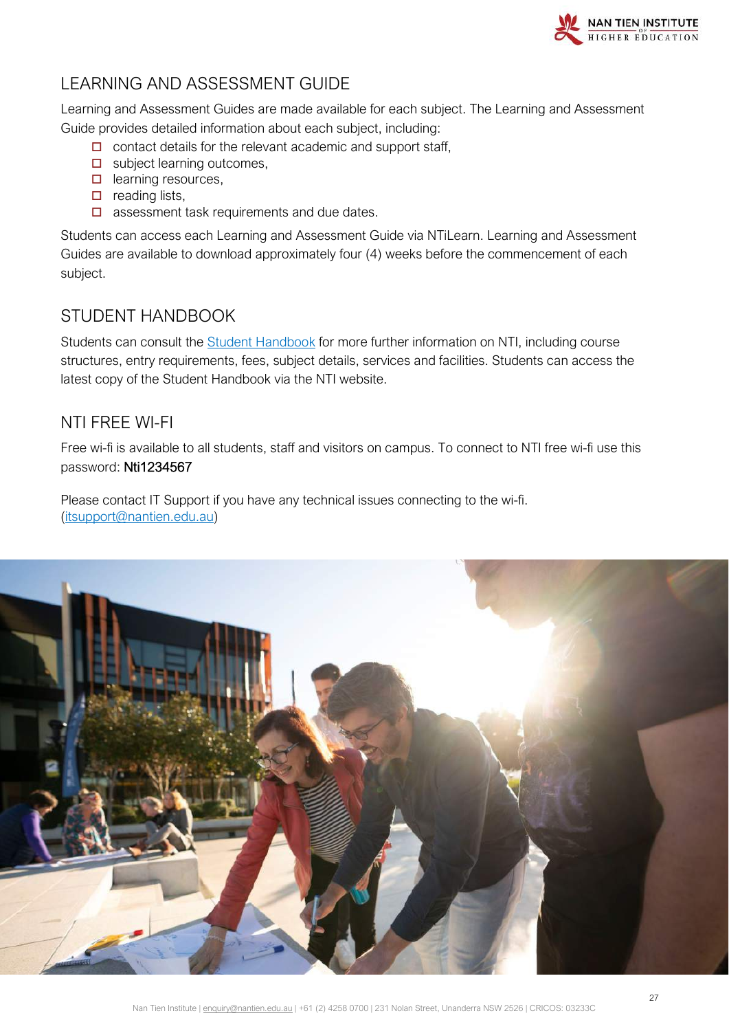## LEARNING AND ASSESSMENT GUIDE

Learning and Assessment Guides are made available for each subject. The Learning and Assessment Guide provides detailed information about each subject, including:

- contact details for the relevant academic and support staff,
- subject learning outcomes,
- learning resources,
- reading lists,
- assessment task requirements and due dates.

Students can access each Learning and Assessment Guide via NTiLearn. Learning and Assessment Guides are available to download approximately four (4) weeks before the commencement of each subject.

## STUDENT HANDBOOK

Students can consult the Student Handbook for more further information on NTI, including course structures, entry requirements, fees, subject details, services and facilities. Students can access the latest copy of the Student Handbook via the NTI website.

## NTI FREE WI-FI

Free wi-fi is available to all students, staff and visitors on campus. To connect to NTI free wi-fi use this password: Nti1234567

Please contact IT Support if you have any technical issues connecting to the wi-fi. (itsupport@nantien.edu.au)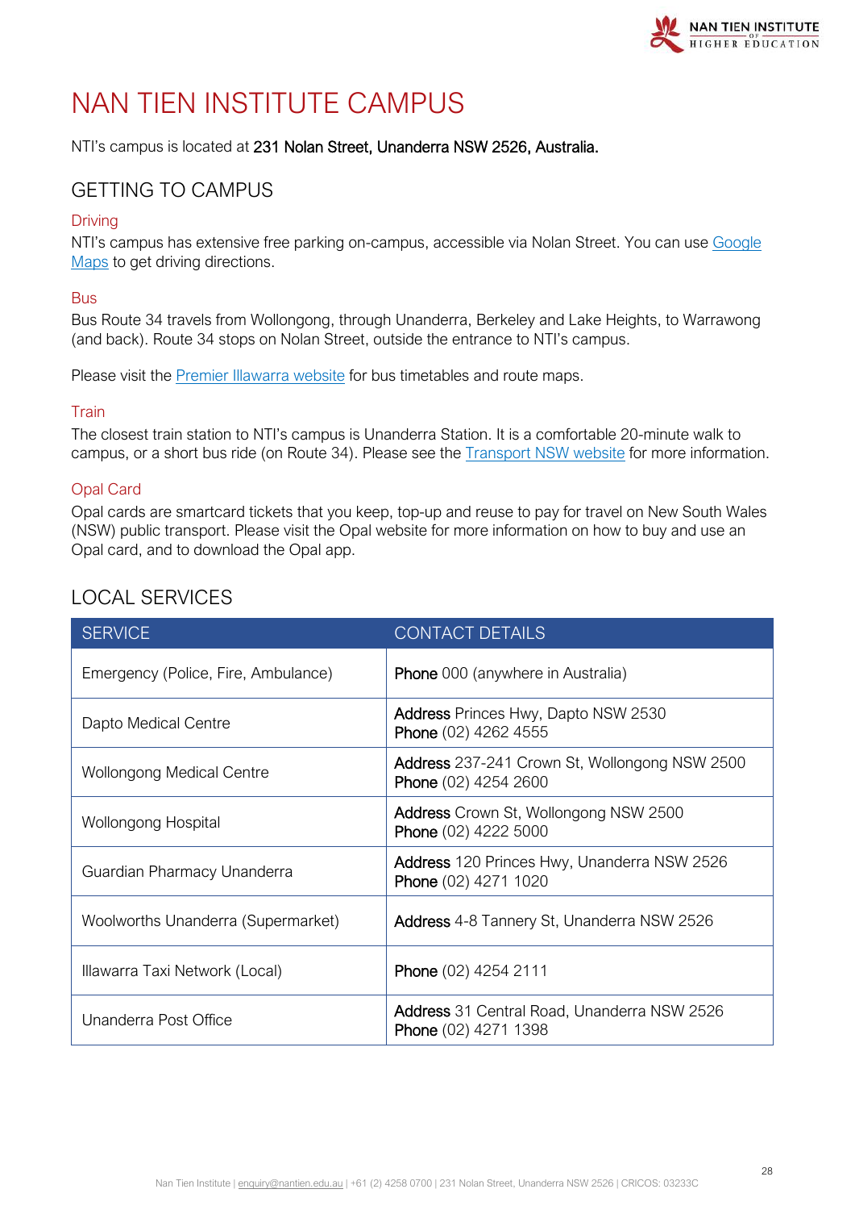# NAN TIEN INSTITUTE CAMPUS

NTI's campus is located at **231 Nolan Street, Unanderra NSW 2526, Australia.**

## GETTING TO CAMPUS

### Driving

NTI's campus has extensive free parking on-campus, accessible via Nolan Street. You can use [Google Maps] to get driving directions.

### Bus

Bus Route 34 travels from Wollongong, through Unanderra, Berkeley and Lake Heights, to Warrawong (and back). Route 34 stops on Nolan Street, outside the entrance to NTI's campus.

Please visit the [Premier Illawarra website] for bus timetables and route maps.

### Train

The closest train station to NTI's campus is Unanderra Station. It is a comfortable 20-minute walk to campus, or a short bus ride (on Route 34). Please see the [Transport NSW website] for more information.

### Opal Card

Opal cards are smartcard tickets that you keep, top-up and reuse to pay for travel on New South Wales (NSW) public transport. Please visit the Opal website for more information on how to buy and use an Opal card, and to download the Opal app.

## LOCAL SERVICES

| SERVICE | CONTACT DETAILS |
|---|---|
| Emergency (Police, Fire, Ambulance) | **Phone** 000 (anywhere in Australia) |
| Dapto Medical Centre | **Address** Princes Hwy, Dapto NSW 2530<br>**Phone** (02) 4262 4555 |
| Wollongong Medical Centre | **Address** 237-241 Crown St, Wollongong NSW 2500<br>**Phone** (02) 4254 2600 |
| Wollongong Hospital | **Address** Crown St, Wollongong NSW 2500<br>**Phone** (02) 4222 5000 |
| Guardian Pharmacy Unanderra | **Address** 120 Princes Hwy, Unanderra NSW 2526<br>**Phone** (02) 4271 1020 |
| Woolworths Unanderra (Supermarket) | **Address** 4-8 Tannery St, Unanderra NSW 2526 |
| Illawarra Taxi Network (Local) | **Phone** (02) 4254 2111 |
| Unanderra Post Office | **Address** 31 Central Road, Unanderra NSW 2526<br>**Phone** (02) 4271 1398 |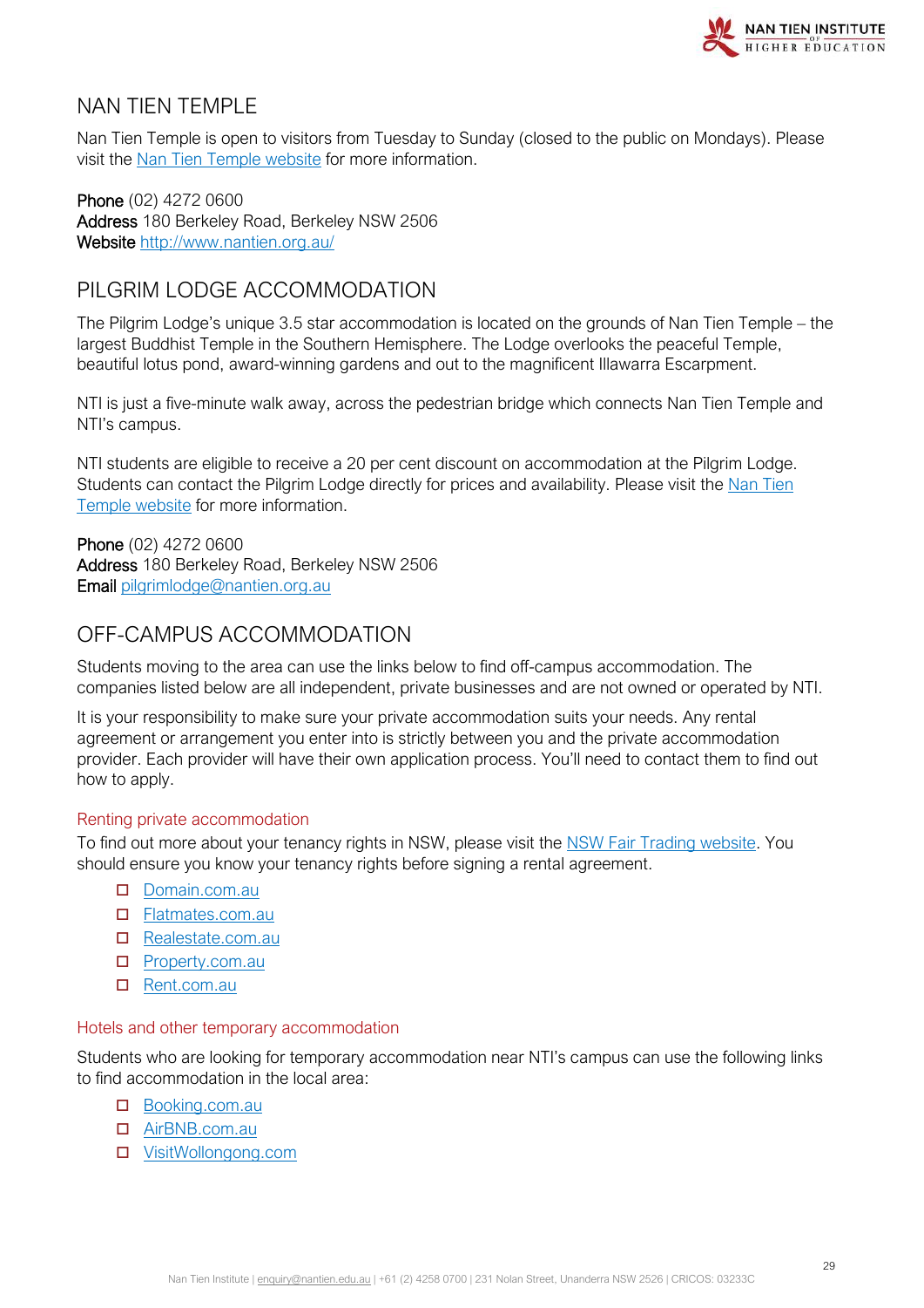## NAN TIEN TEMPLE

Nan Tien Temple is open to visitors from Tuesday to Sunday (closed to the public on Mondays). Please visit the Nan Tien Temple website for more information.

**Phone** (02) 4272 0600
**Address** 180 Berkeley Road, Berkeley NSW 2506
**Website** http://www.nantien.org.au/

## PILGRIM LODGE ACCOMMODATION

The Pilgrim Lodge's unique 3.5 star accommodation is located on the grounds of Nan Tien Temple – the largest Buddhist Temple in the Southern Hemisphere. The Lodge overlooks the peaceful Temple, beautiful lotus pond, award-winning gardens and out to the magnificent Illawarra Escarpment.

NTI is just a five-minute walk away, across the pedestrian bridge which connects Nan Tien Temple and NTI's campus.

NTI students are eligible to receive a 20 per cent discount on accommodation at the Pilgrim Lodge. Students can contact the Pilgrim Lodge directly for prices and availability. Please visit the Nan Tien Temple website for more information.

**Phone** (02) 4272 0600
**Address** 180 Berkeley Road, Berkeley NSW 2506
**Email** pilgrimlodge@nantien.org.au

## OFF-CAMPUS ACCOMMODATION

Students moving to the area can use the links below to find off-campus accommodation. The companies listed below are all independent, private businesses and are not owned or operated by NTI.

It is your responsibility to make sure your private accommodation suits your needs. Any rental agreement or arrangement you enter into is strictly between you and the private accommodation provider. Each provider will have their own application process. You'll need to contact them to find out how to apply.

### Renting private accommodation

To find out more about your tenancy rights in NSW, please visit the NSW Fair Trading website. You should ensure you know your tenancy rights before signing a rental agreement.

- Domain.com.au
- Flatmates.com.au
- Realestate.com.au
- Property.com.au
- Rent.com.au

### Hotels and other temporary accommodation

Students who are looking for temporary accommodation near NTI's campus can use the following links to find accommodation in the local area:

- Booking.com.au
- AirBNB.com.au
- VisitWollongong.com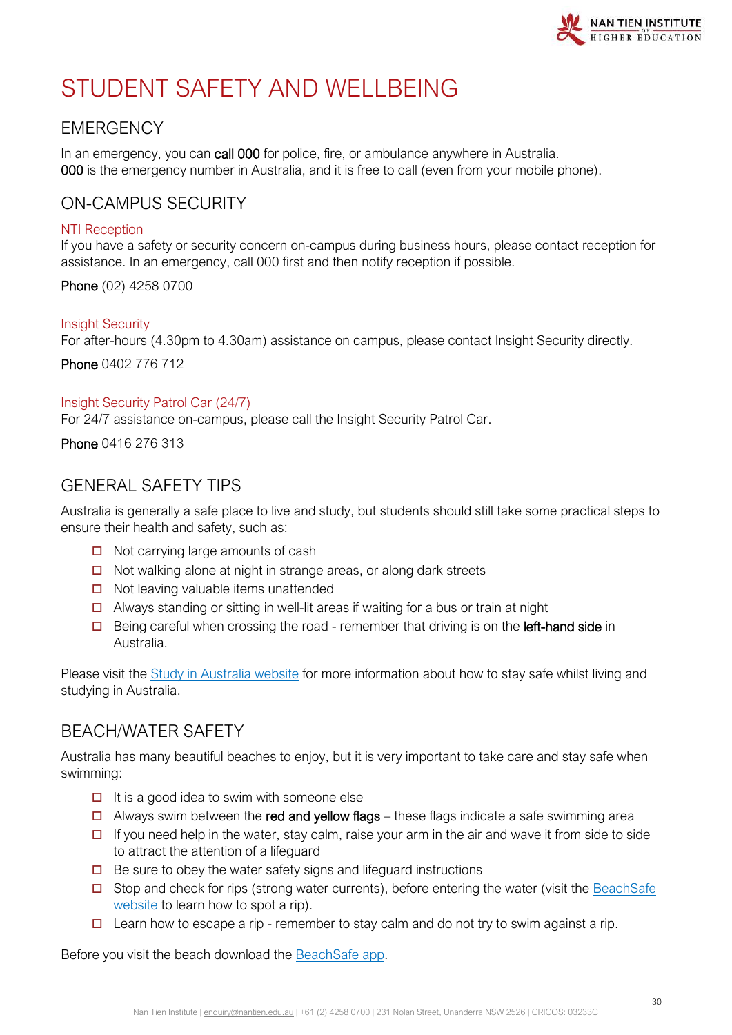# STUDENT SAFETY AND WELLBEING

## EMERGENCY

In an emergency, you can **call 000** for police, fire, or ambulance anywhere in Australia.
**000** is the emergency number in Australia, and it is free to call (even from your mobile phone).

## ON-CAMPUS SECURITY

### NTI Reception

If you have a safety or security concern on-campus during business hours, please contact reception for assistance. In an emergency, call 000 first and then notify reception if possible.

**Phone** (02) 4258 0700

### Insight Security

For after-hours (4.30pm to 4.30am) assistance on campus, please contact Insight Security directly.

**Phone** 0402 776 712

### Insight Security Patrol Car (24/7)

For 24/7 assistance on-campus, please call the Insight Security Patrol Car.

**Phone** 0416 276 313

## GENERAL SAFETY TIPS

Australia is generally a safe place to live and study, but students should still take some practical steps to ensure their health and safety, such as:

- Not carrying large amounts of cash
- Not walking alone at night in strange areas, or along dark streets
- Not leaving valuable items unattended
- Always standing or sitting in well-lit areas if waiting for a bus or train at night
- Being careful when crossing the road - remember that driving is on the **left-hand side** in Australia.

Please visit the Study in Australia website for more information about how to stay safe whilst living and studying in Australia.

## BEACH/WATER SAFETY

Australia has many beautiful beaches to enjoy, but it is very important to take care and stay safe when swimming:

- It is a good idea to swim with someone else
- Always swim between the **red and yellow flags** – these flags indicate a safe swimming area
- If you need help in the water, stay calm, raise your arm in the air and wave it from side to side to attract the attention of a lifeguard
- Be sure to obey the water safety signs and lifeguard instructions
- Stop and check for rips (strong water currents), before entering the water (visit the BeachSafe website to learn how to spot a rip).
- Learn how to escape a rip - remember to stay calm and do not try to swim against a rip.

Before you visit the beach download the BeachSafe app.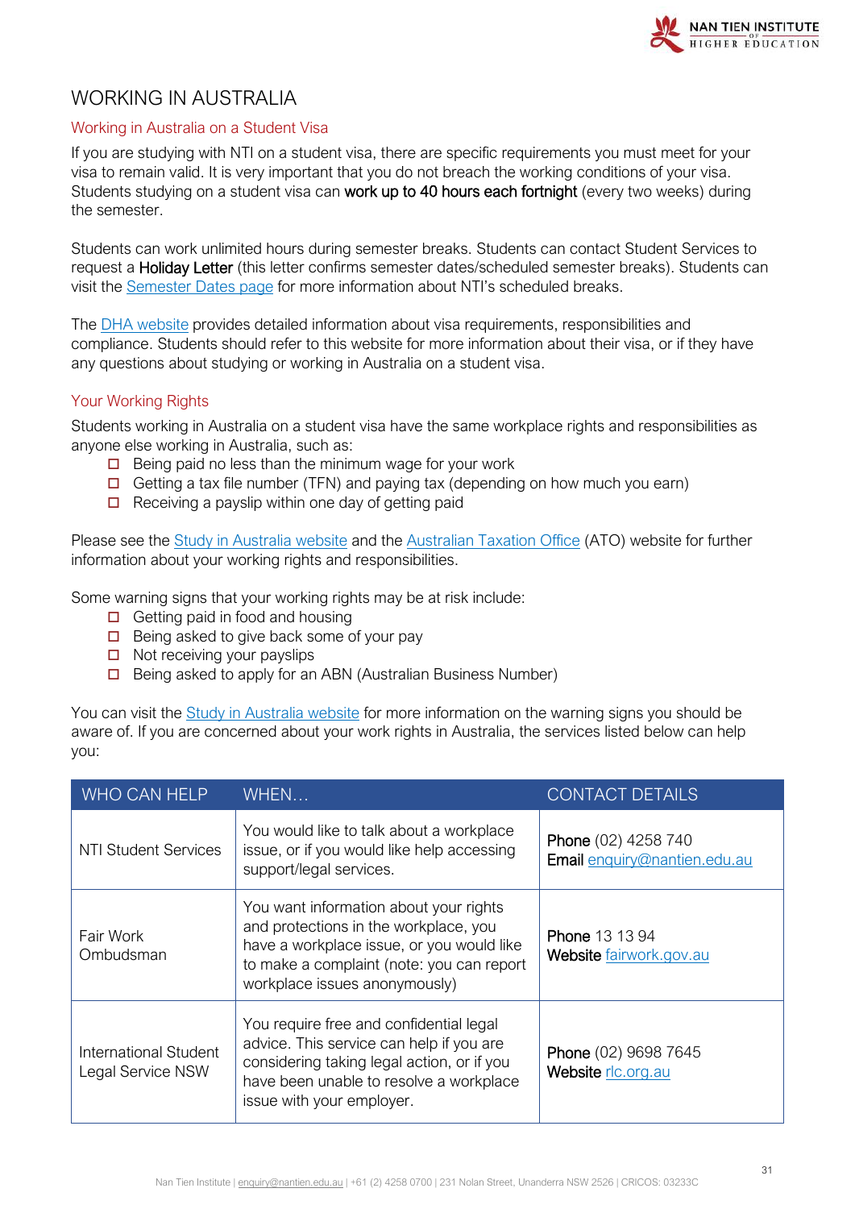# WORKING IN AUSTRALIA

## Working in Australia on a Student Visa

If you are studying with NTI on a student visa, there are specific requirements you must meet for your visa to remain valid. It is very important that you do not breach the working conditions of your visa. Students studying on a student visa can **work up to 40 hours each fortnight** (every two weeks) during the semester.

Students can work unlimited hours during semester breaks. Students can contact Student Services to request a **Holiday Letter** (this letter confirms semester dates/scheduled semester breaks). Students can visit the Semester Dates page for more information about NTI's scheduled breaks.

The DHA website provides detailed information about visa requirements, responsibilities and compliance. Students should refer to this website for more information about their visa, or if they have any questions about studying or working in Australia on a student visa.

## Your Working Rights

Students working in Australia on a student visa have the same workplace rights and responsibilities as anyone else working in Australia, such as:

- Being paid no less than the minimum wage for your work
- Getting a tax file number (TFN) and paying tax (depending on how much you earn)
- Receiving a payslip within one day of getting paid

Please see the Study in Australia website and the Australian Taxation Office (ATO) website for further information about your working rights and responsibilities.

Some warning signs that your working rights may be at risk include:

- Getting paid in food and housing
- Being asked to give back some of your pay
- Not receiving your payslips
- Being asked to apply for an ABN (Australian Business Number)

You can visit the Study in Australia website for more information on the warning signs you should be aware of. If you are concerned about your work rights in Australia, the services listed below can help you:

| WHO CAN HELP | WHEN… | CONTACT DETAILS |
| --- | --- | --- |
| NTI Student Services | You would like to talk about a workplace issue, or if you would like help accessing support/legal services. | **Phone** (02) 4258 740<br>**Email** enquiry@nantien.edu.au |
| Fair Work Ombudsman | You want information about your rights and protections in the workplace, you have a workplace issue, or you would like to make a complaint (note: you can report workplace issues anonymously) | **Phone** 13 13 94<br>**Website** fairwork.gov.au |
| International Student Legal Service NSW | You require free and confidential legal advice. This service can help if you are considering taking legal action, or if you have been unable to resolve a workplace issue with your employer. | **Phone** (02) 9698 7645<br>**Website** rlc.org.au |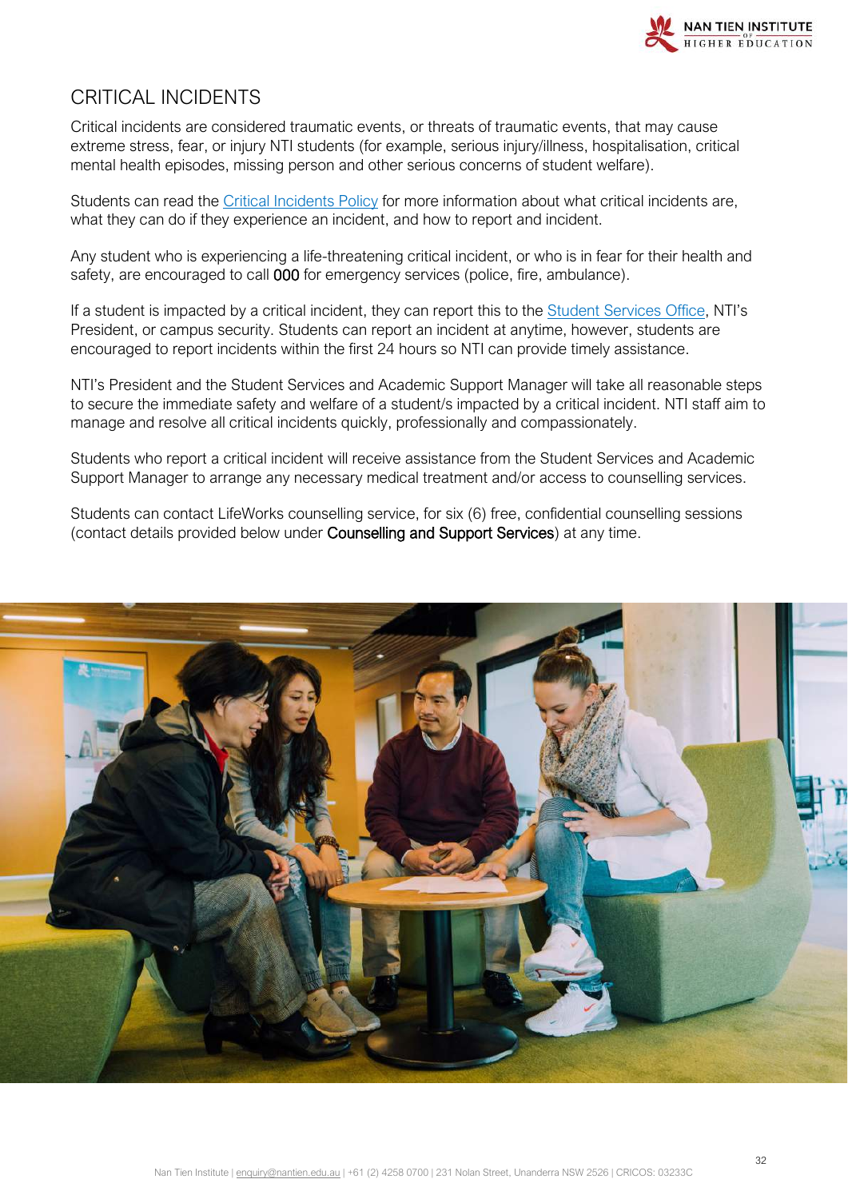# CRITICAL INCIDENTS

Critical incidents are considered traumatic events, or threats of traumatic events, that may cause extreme stress, fear, or injury NTI students (for example, serious injury/illness, hospitalisation, critical mental health episodes, missing person and other serious concerns of student welfare).

Students can read the Critical Incidents Policy for more information about what critical incidents are, what they can do if they experience an incident, and how to report and incident.

Any student who is experiencing a life-threatening critical incident, or who is in fear for their health and safety, are encouraged to call **000** for emergency services (police, fire, ambulance).

If a student is impacted by a critical incident, they can report this to the Student Services Office, NTI's President, or campus security. Students can report an incident at anytime, however, students are encouraged to report incidents within the first 24 hours so NTI can provide timely assistance.

NTI's President and the Student Services and Academic Support Manager will take all reasonable steps to secure the immediate safety and welfare of a student/s impacted by a critical incident. NTI staff aim to manage and resolve all critical incidents quickly, professionally and compassionately.

Students who report a critical incident will receive assistance from the Student Services and Academic Support Manager to arrange any necessary medical treatment and/or access to counselling services.

Students can contact LifeWorks counselling service, for six (6) free, confidential counselling sessions (contact details provided below under **Counselling and Support Services**) at any time.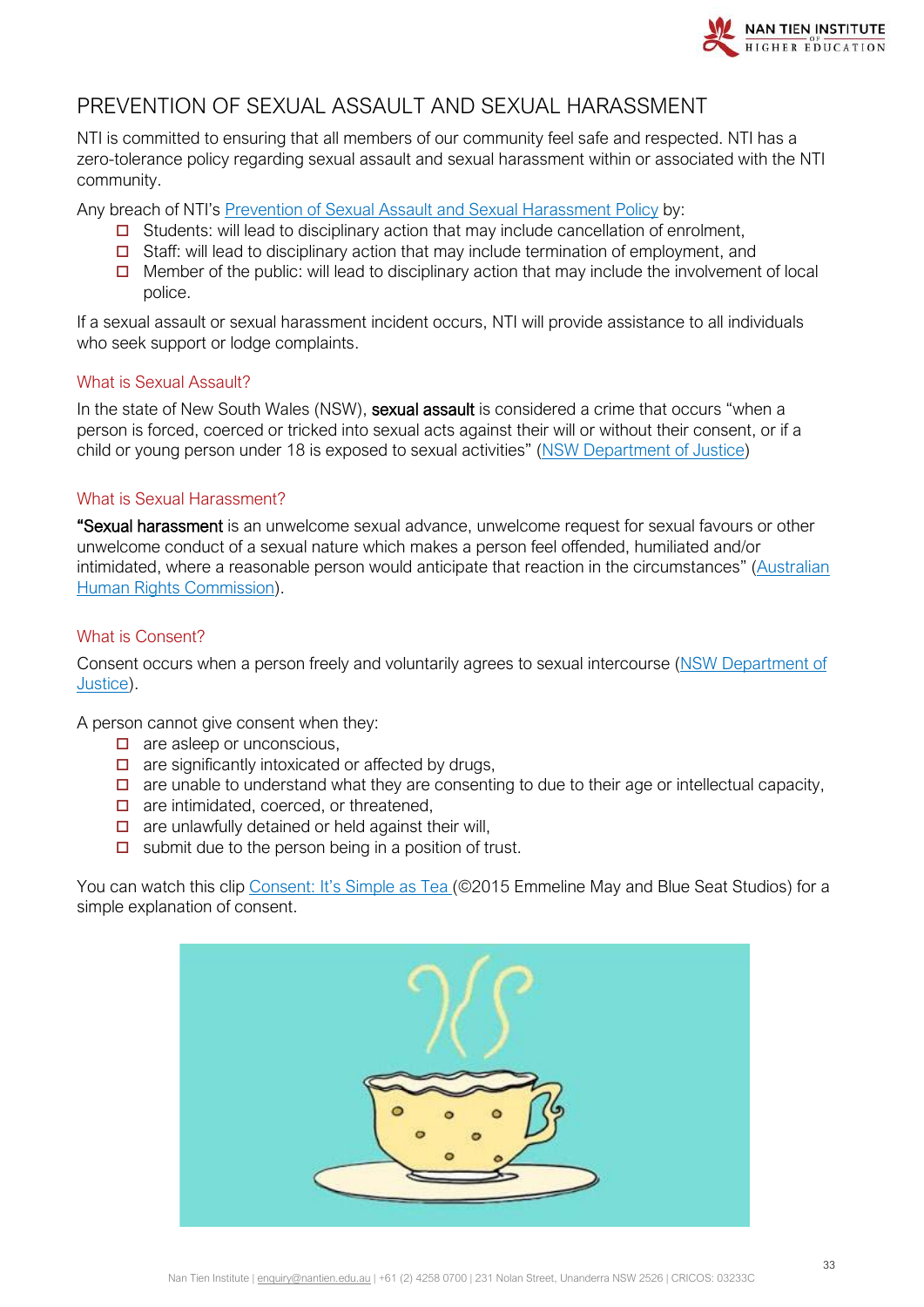# PREVENTION OF SEXUAL ASSAULT AND SEXUAL HARASSMENT

NTI is committed to ensuring that all members of our community feel safe and respected. NTI has a zero-tolerance policy regarding sexual assault and sexual harassment within or associated with the NTI community.

Any breach of NTI's Prevention of Sexual Assault and Sexual Harassment Policy by:

- Students: will lead to disciplinary action that may include cancellation of enrolment,
- Staff: will lead to disciplinary action that may include termination of employment, and
- Member of the public: will lead to disciplinary action that may include the involvement of local police.

If a sexual assault or sexual harassment incident occurs, NTI will provide assistance to all individuals who seek support or lodge complaints.

## What is Sexual Assault?

In the state of New South Wales (NSW), **sexual assault** is considered a crime that occurs "when a person is forced, coerced or tricked into sexual acts against their will or without their consent, or if a child or young person under 18 is exposed to sexual activities" (NSW Department of Justice)

## What is Sexual Harassment?

**"Sexual harassment** is an unwelcome sexual advance, unwelcome request for sexual favours or other unwelcome conduct of a sexual nature which makes a person feel offended, humiliated and/or intimidated, where a reasonable person would anticipate that reaction in the circumstances" (Australian Human Rights Commission).

## What is Consent?

Consent occurs when a person freely and voluntarily agrees to sexual intercourse (NSW Department of Justice).

A person cannot give consent when they:

- are asleep or unconscious,
- are significantly intoxicated or affected by drugs,
- are unable to understand what they are consenting to due to their age or intellectual capacity,
- are intimidated, coerced, or threatened,
- are unlawfully detained or held against their will,
- submit due to the person being in a position of trust.

You can watch this clip Consent: It's Simple as Tea (©2015 Emmeline May and Blue Seat Studios) for a simple explanation of consent.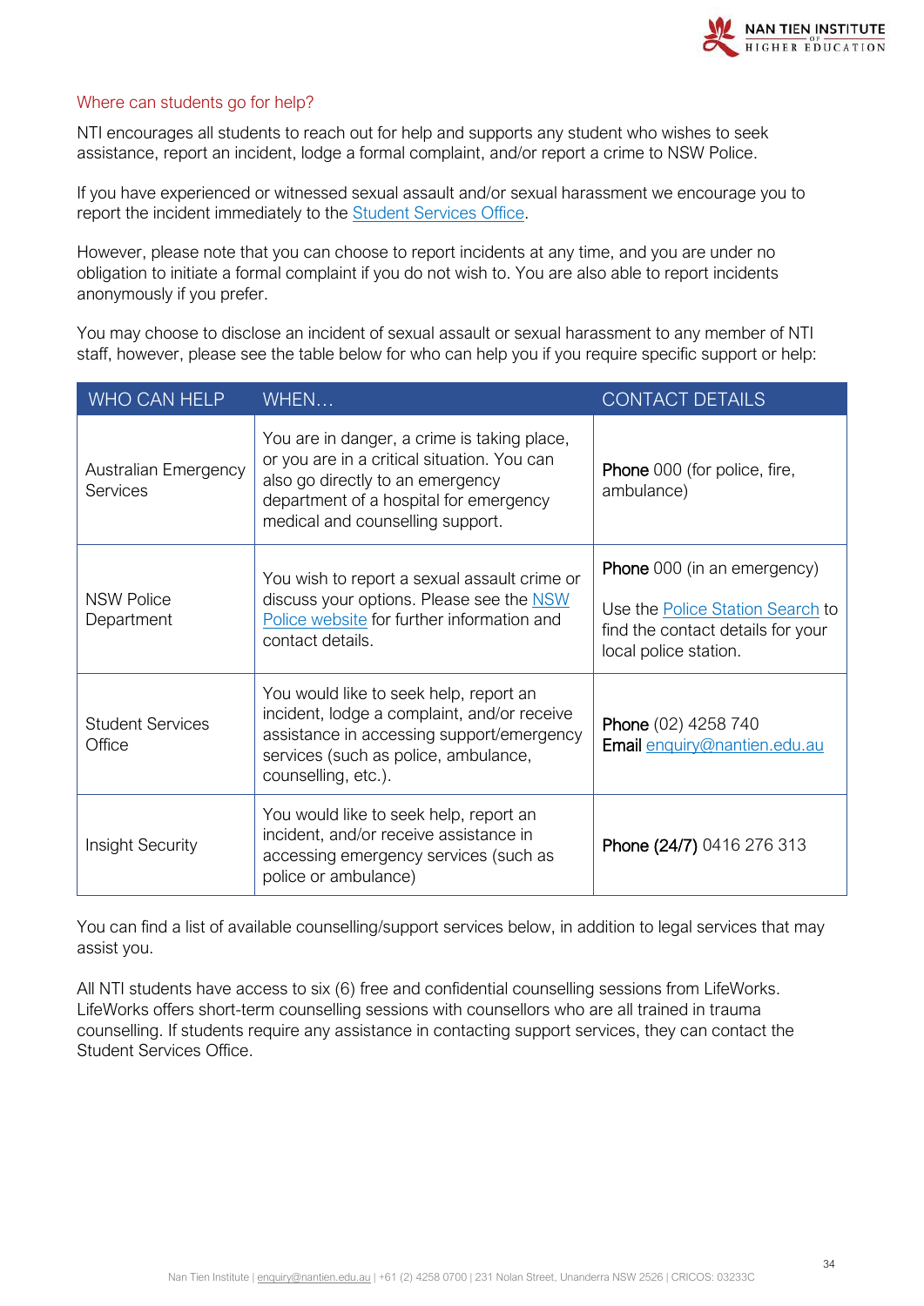## Where can students go for help?

NTI encourages all students to reach out for help and supports any student who wishes to seek assistance, report an incident, lodge a formal complaint, and/or report a crime to NSW Police.

If you have experienced or witnessed sexual assault and/or sexual harassment we encourage you to report the incident immediately to the Student Services Office.

However, please note that you can choose to report incidents at any time, and you are under no obligation to initiate a formal complaint if you do not wish to. You are also able to report incidents anonymously if you prefer.

You may choose to disclose an incident of sexual assault or sexual harassment to any member of NTI staff, however, please see the table below for who can help you if you require specific support or help:

| WHO CAN HELP | WHEN… | CONTACT DETAILS |
|---|---|---|
| Australian Emergency Services | You are in danger, a crime is taking place, or you are in a critical situation. You can also go directly to an emergency department of a hospital for emergency medical and counselling support. | **Phone** 000 (for police, fire, ambulance) |
| NSW Police Department | You wish to report a sexual assault crime or discuss your options. Please see the NSW Police website for further information and contact details. | **Phone** 000 (in an emergency)<br><br>Use the Police Station Search to find the contact details for your local police station. |
| Student Services Office | You would like to seek help, report an incident, lodge a complaint, and/or receive assistance in accessing support/emergency services (such as police, ambulance, counselling, etc.). | **Phone** (02) 4258 740<br>**Email** enquiry@nantien.edu.au |
| Insight Security | You would like to seek help, report an incident, and/or receive assistance in accessing emergency services (such as police or ambulance) | **Phone (24/7)** 0416 276 313 |

You can find a list of available counselling/support services below, in addition to legal services that may assist you.

All NTI students have access to six (6) free and confidential counselling sessions from LifeWorks. LifeWorks offers short-term counselling sessions with counsellors who are all trained in trauma counselling. If students require any assistance in contacting support services, they can contact the Student Services Office.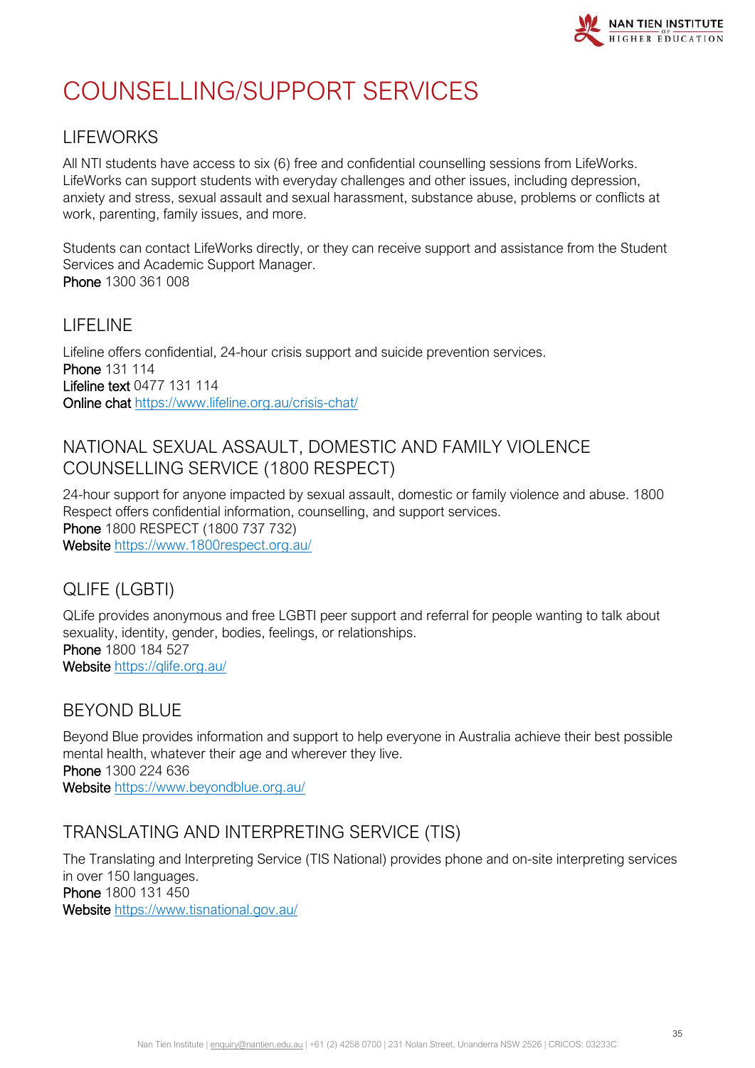# COUNSELLING/SUPPORT SERVICES

## LIFEWORKS

All NTI students have access to six (6) free and confidential counselling sessions from LifeWorks. LifeWorks can support students with everyday challenges and other issues, including depression, anxiety and stress, sexual assault and sexual harassment, substance abuse, problems or conflicts at work, parenting, family issues, and more.

Students can contact LifeWorks directly, or they can receive support and assistance from the Student Services and Academic Support Manager.
**Phone** 1300 361 008

## LIFELINE

Lifeline offers confidential, 24-hour crisis support and suicide prevention services.
**Phone** 131 114
**Lifeline text** 0477 131 114
**Online chat** https://www.lifeline.org.au/crisis-chat/

## NATIONAL SEXUAL ASSAULT, DOMESTIC AND FAMILY VIOLENCE COUNSELLING SERVICE (1800 RESPECT)

24-hour support for anyone impacted by sexual assault, domestic or family violence and abuse. 1800 Respect offers confidential information, counselling, and support services.
**Phone** 1800 RESPECT (1800 737 732)
**Website** https://www.1800respect.org.au/

## QLIFE (LGBTI)

QLife provides anonymous and free LGBTI peer support and referral for people wanting to talk about sexuality, identity, gender, bodies, feelings, or relationships.
**Phone** 1800 184 527
**Website** https://qlife.org.au/

## BEYOND BLUE

Beyond Blue provides information and support to help everyone in Australia achieve their best possible mental health, whatever their age and wherever they live.
**Phone** 1300 224 636
**Website** https://www.beyondblue.org.au/

## TRANSLATING AND INTERPRETING SERVICE (TIS)

The Translating and Interpreting Service (TIS National) provides phone and on-site interpreting services in over 150 languages.
**Phone** 1800 131 450
**Website** https://www.tisnational.gov.au/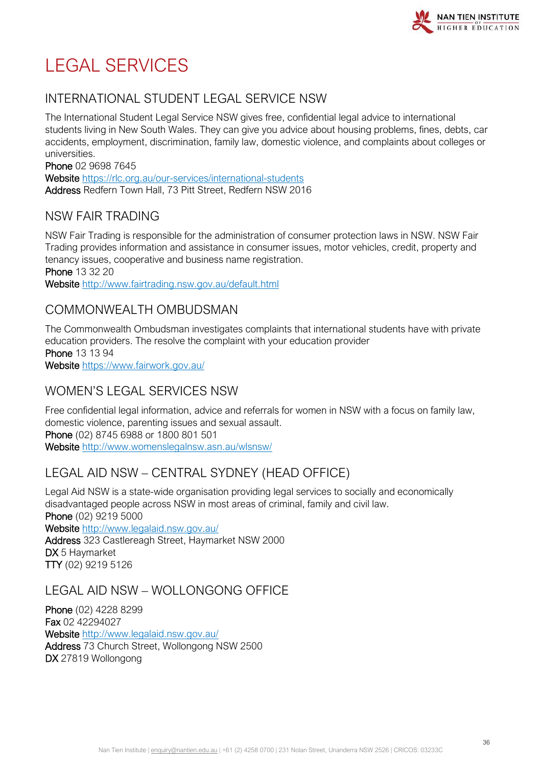# LEGAL SERVICES

## INTERNATIONAL STUDENT LEGAL SERVICE NSW

The International Student Legal Service NSW gives free, confidential legal advice to international students living in New South Wales. They can give you advice about housing problems, fines, debts, car accidents, employment, discrimination, family law, domestic violence, and complaints about colleges or universities.

**Phone** 02 9698 7645
**Website** https://rlc.org.au/our-services/international-students
**Address** Redfern Town Hall, 73 Pitt Street, Redfern NSW 2016

## NSW FAIR TRADING

NSW Fair Trading is responsible for the administration of consumer protection laws in NSW. NSW Fair Trading provides information and assistance in consumer issues, motor vehicles, credit, property and tenancy issues, cooperative and business name registration.

**Phone** 13 32 20
**Website** http://www.fairtrading.nsw.gov.au/default.html

## COMMONWEALTH OMBUDSMAN

The Commonwealth Ombudsman investigates complaints that international students have with private education providers. The resolve the complaint with your education provider

**Phone** 13 13 94
**Website** https://www.fairwork.gov.au/

## WOMEN'S LEGAL SERVICES NSW

Free confidential legal information, advice and referrals for women in NSW with a focus on family law, domestic violence, parenting issues and sexual assault.

**Phone** (02) 8745 6988 or 1800 801 501
**Website** http://www.womenslegalnsw.asn.au/wlsnsw/

## LEGAL AID NSW – CENTRAL SYDNEY (HEAD OFFICE)

Legal Aid NSW is a state-wide organisation providing legal services to socially and economically disadvantaged people across NSW in most areas of criminal, family and civil law.

**Phone** (02) 9219 5000
**Website** http://www.legalaid.nsw.gov.au/
**Address** 323 Castlereagh Street, Haymarket NSW 2000
**DX** 5 Haymarket
**TTY** (02) 9219 5126

## LEGAL AID NSW – WOLLONGONG OFFICE

**Phone** (02) 4228 8299
**Fax** 02 42294027
**Website** http://www.legalaid.nsw.gov.au/
**Address** 73 Church Street, Wollongong NSW 2500
**DX** 27819 Wollongong